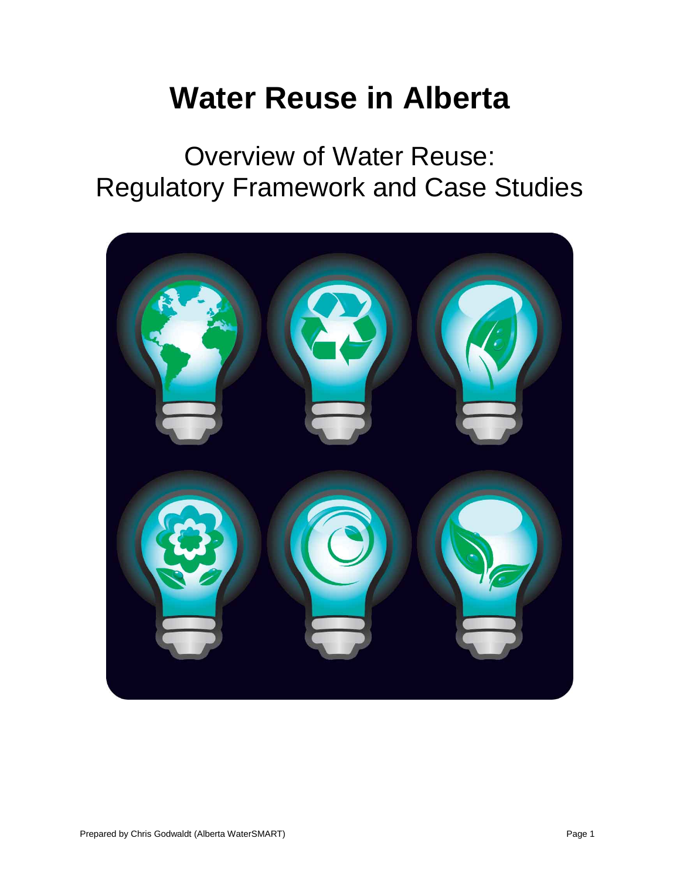# Water Reuse in Alberta

## Overview of Water Reuse:
## Regulatory Framework and Case Studies

Prepared by Chris Godwaldt (Alberta WaterSMART)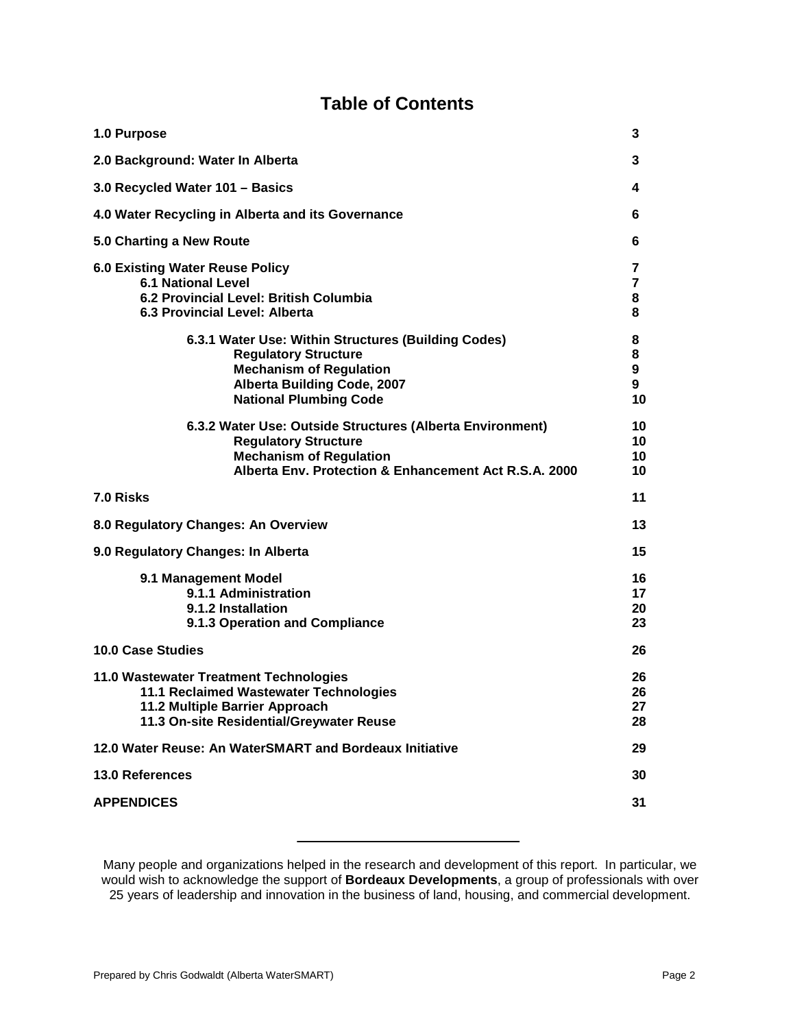# Table of Contents

| | |
|---|---|
| **1.0 Purpose** | **3** |
| **2.0 Background: Water In Alberta** | **3** |
| **3.0 Recycled Water 101 – Basics** | **4** |
| **4.0 Water Recycling in Alberta and its Governance** | **6** |
| **5.0 Charting a New Route** | **6** |
| **6.0 Existing Water Reuse Policy** | **7** |
| **6.1 National Level** | **7** |
| **6.2 Provincial Level: British Columbia** | **8** |
| **6.3 Provincial Level: Alberta** | **8** |
| **6.3.1 Water Use: Within Structures (Building Codes)** | **8** |
| **Regulatory Structure** | **8** |
| **Mechanism of Regulation** | **9** |
| **Alberta Building Code, 2007** | **9** |
| **National Plumbing Code** | **10** |
| **6.3.2 Water Use: Outside Structures (Alberta Environment)** | **10** |
| **Regulatory Structure** | **10** |
| **Mechanism of Regulation** | **10** |
| **Alberta Env. Protection & Enhancement Act R.S.A. 2000** | **10** |
| **7.0 Risks** | **11** |
| **8.0 Regulatory Changes: An Overview** | **13** |
| **9.0 Regulatory Changes: In Alberta** | **15** |
| **9.1 Management Model** | **16** |
| **9.1.1 Administration** | **17** |
| **9.1.2 Installation** | **20** |
| **9.1.3 Operation and Compliance** | **23** |
| **10.0 Case Studies** | **26** |
| **11.0 Wastewater Treatment Technologies** | **26** |
| **11.1 Reclaimed Wastewater Technologies** | **26** |
| **11.2 Multiple Barrier Approach** | **27** |
| **11.3 On-site Residential/Greywater Reuse** | **28** |
| **12.0 Water Reuse: An WaterSMART and Bordeaux Initiative** | **29** |
| **13.0 References** | **30** |
| **APPENDICES** | **31** |

---

Many people and organizations helped in the research and development of this report. In particular, we would wish to acknowledge the support of **Bordeaux Developments**, a group of professionals with over 25 years of leadership and innovation in the business of land, housing, and commercial development.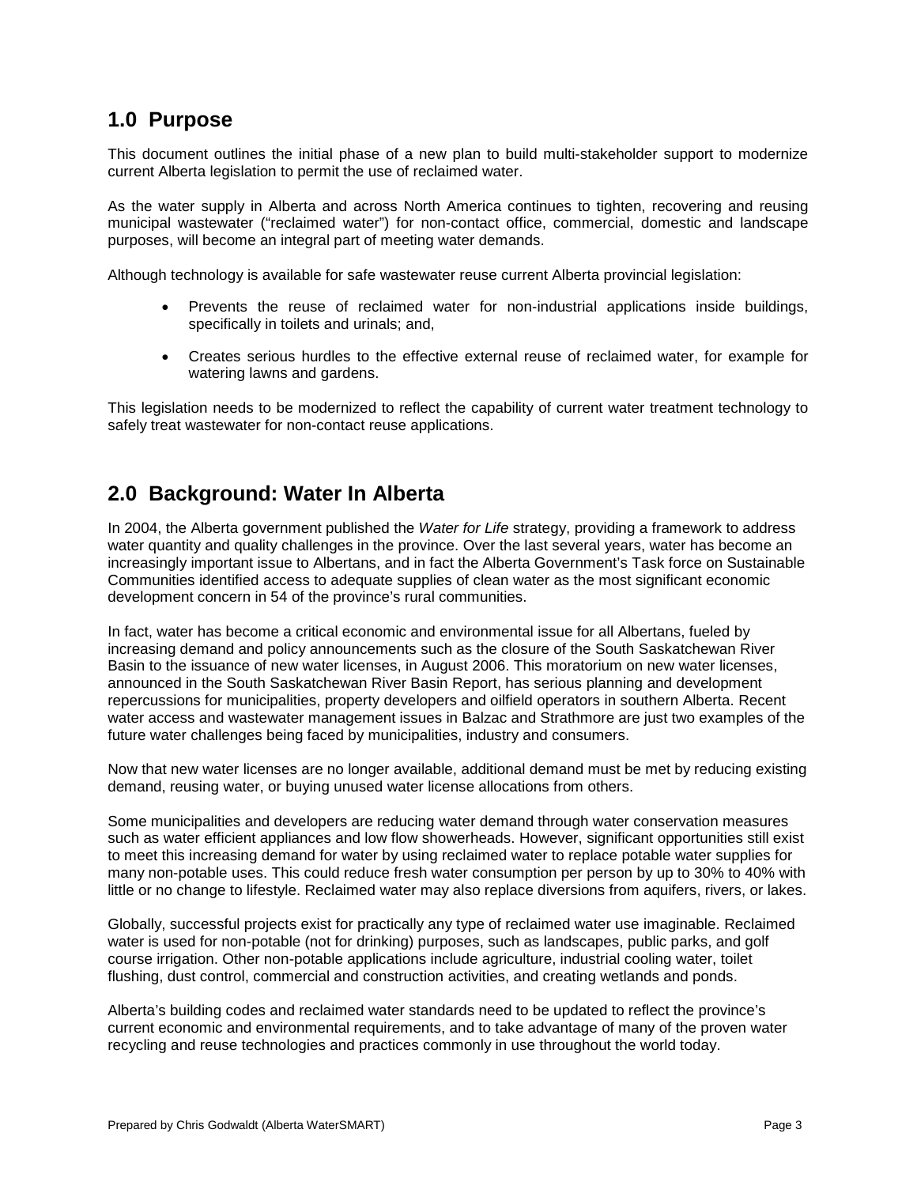## 1.0 Purpose

This document outlines the initial phase of a new plan to build multi-stakeholder support to modernize current Alberta legislation to permit the use of reclaimed water.

As the water supply in Alberta and across North America continues to tighten, recovering and reusing municipal wastewater ("reclaimed water") for non-contact office, commercial, domestic and landscape purposes, will become an integral part of meeting water demands.

Although technology is available for safe wastewater reuse current Alberta provincial legislation:

- Prevents the reuse of reclaimed water for non-industrial applications inside buildings, specifically in toilets and urinals; and,
- Creates serious hurdles to the effective external reuse of reclaimed water, for example for watering lawns and gardens.

This legislation needs to be modernized to reflect the capability of current water treatment technology to safely treat wastewater for non-contact reuse applications.

## 2.0 Background: Water In Alberta

In 2004, the Alberta government published the *Water for Life* strategy, providing a framework to address water quantity and quality challenges in the province. Over the last several years, water has become an increasingly important issue to Albertans, and in fact the Alberta Government's Task force on Sustainable Communities identified access to adequate supplies of clean water as the most significant economic development concern in 54 of the province's rural communities.

In fact, water has become a critical economic and environmental issue for all Albertans, fueled by increasing demand and policy announcements such as the closure of the South Saskatchewan River Basin to the issuance of new water licenses, in August 2006. This moratorium on new water licenses, announced in the South Saskatchewan River Basin Report, has serious planning and development repercussions for municipalities, property developers and oilfield operators in southern Alberta. Recent water access and wastewater management issues in Balzac and Strathmore are just two examples of the future water challenges being faced by municipalities, industry and consumers.

Now that new water licenses are no longer available, additional demand must be met by reducing existing demand, reusing water, or buying unused water license allocations from others.

Some municipalities and developers are reducing water demand through water conservation measures such as water efficient appliances and low flow showerheads. However, significant opportunities still exist to meet this increasing demand for water by using reclaimed water to replace potable water supplies for many non-potable uses. This could reduce fresh water consumption per person by up to 30% to 40% with little or no change to lifestyle. Reclaimed water may also replace diversions from aquifers, rivers, or lakes.

Globally, successful projects exist for practically any type of reclaimed water use imaginable. Reclaimed water is used for non-potable (not for drinking) purposes, such as landscapes, public parks, and golf course irrigation. Other non-potable applications include agriculture, industrial cooling water, toilet flushing, dust control, commercial and construction activities, and creating wetlands and ponds.

Alberta's building codes and reclaimed water standards need to be updated to reflect the province's current economic and environmental requirements, and to take advantage of many of the proven water recycling and reuse technologies and practices commonly in use throughout the world today.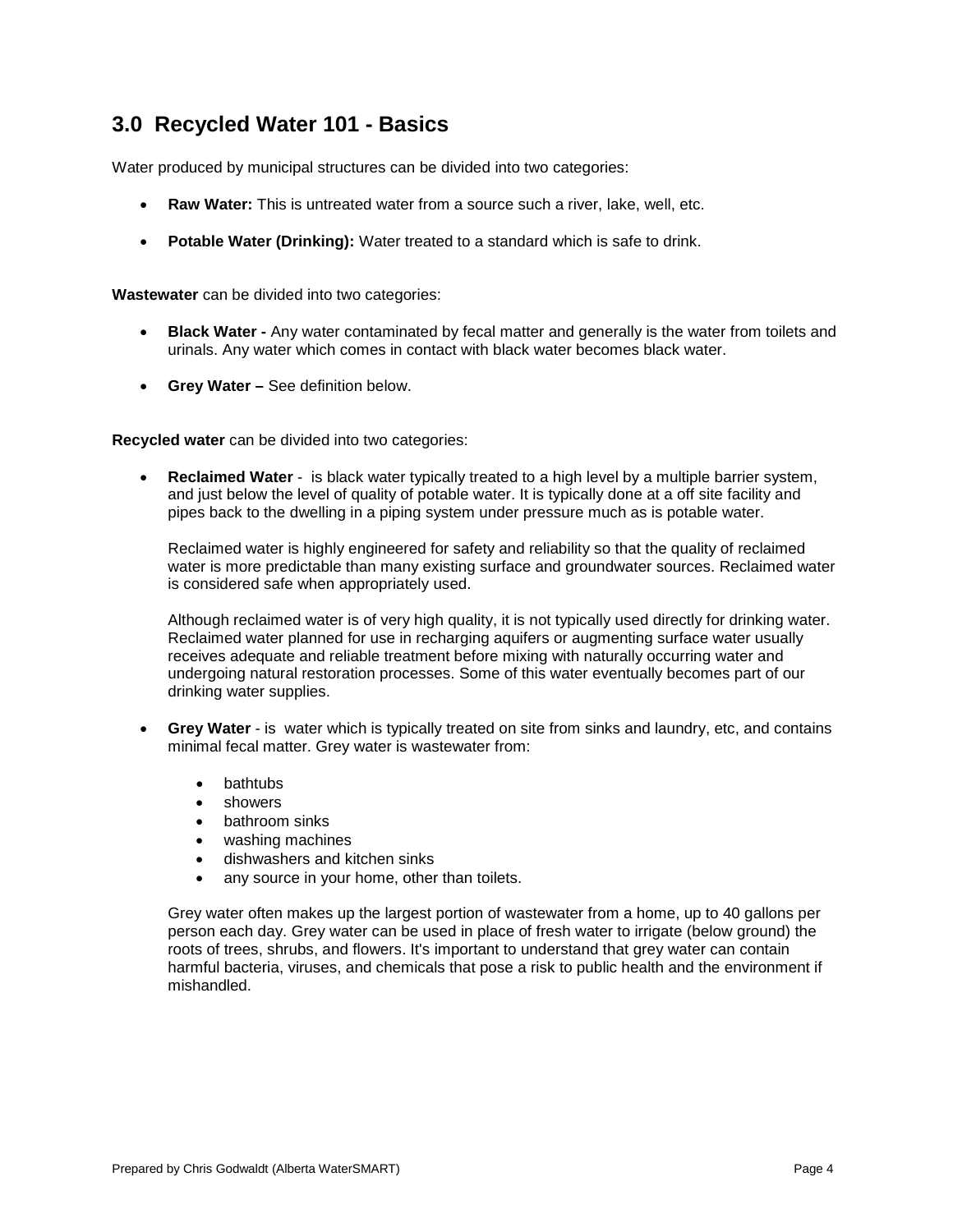## 3.0 Recycled Water 101 - Basics

Water produced by municipal structures can be divided into two categories:

- **Raw Water:** This is untreated water from a source such a river, lake, well, etc.
- **Potable Water (Drinking):** Water treated to a standard which is safe to drink.

**Wastewater** can be divided into two categories:

- **Black Water -** Any water contaminated by fecal matter and generally is the water from toilets and urinals. Any water which comes in contact with black water becomes black water.
- **Grey Water –** See definition below.

**Recycled water** can be divided into two categories:

- **Reclaimed Water** - is black water typically treated to a high level by a multiple barrier system, and just below the level of quality of potable water. It is typically done at a off site facility and pipes back to the dwelling in a piping system under pressure much as is potable water.

  Reclaimed water is highly engineered for safety and reliability so that the quality of reclaimed water is more predictable than many existing surface and groundwater sources. Reclaimed water is considered safe when appropriately used.

  Although reclaimed water is of very high quality, it is not typically used directly for drinking water. Reclaimed water planned for use in recharging aquifers or augmenting surface water usually receives adequate and reliable treatment before mixing with naturally occurring water and undergoing natural restoration processes. Some of this water eventually becomes part of our drinking water supplies.

- **Grey Water** - is water which is typically treated on site from sinks and laundry, etc, and contains minimal fecal matter. Grey water is wastewater from:

  - bathtubs
  - showers
  - bathroom sinks
  - washing machines
  - dishwashers and kitchen sinks
  - any source in your home, other than toilets.

  Grey water often makes up the largest portion of wastewater from a home, up to 40 gallons per person each day. Grey water can be used in place of fresh water to irrigate (below ground) the roots of trees, shrubs, and flowers. It's important to understand that grey water can contain harmful bacteria, viruses, and chemicals that pose a risk to public health and the environment if mishandled.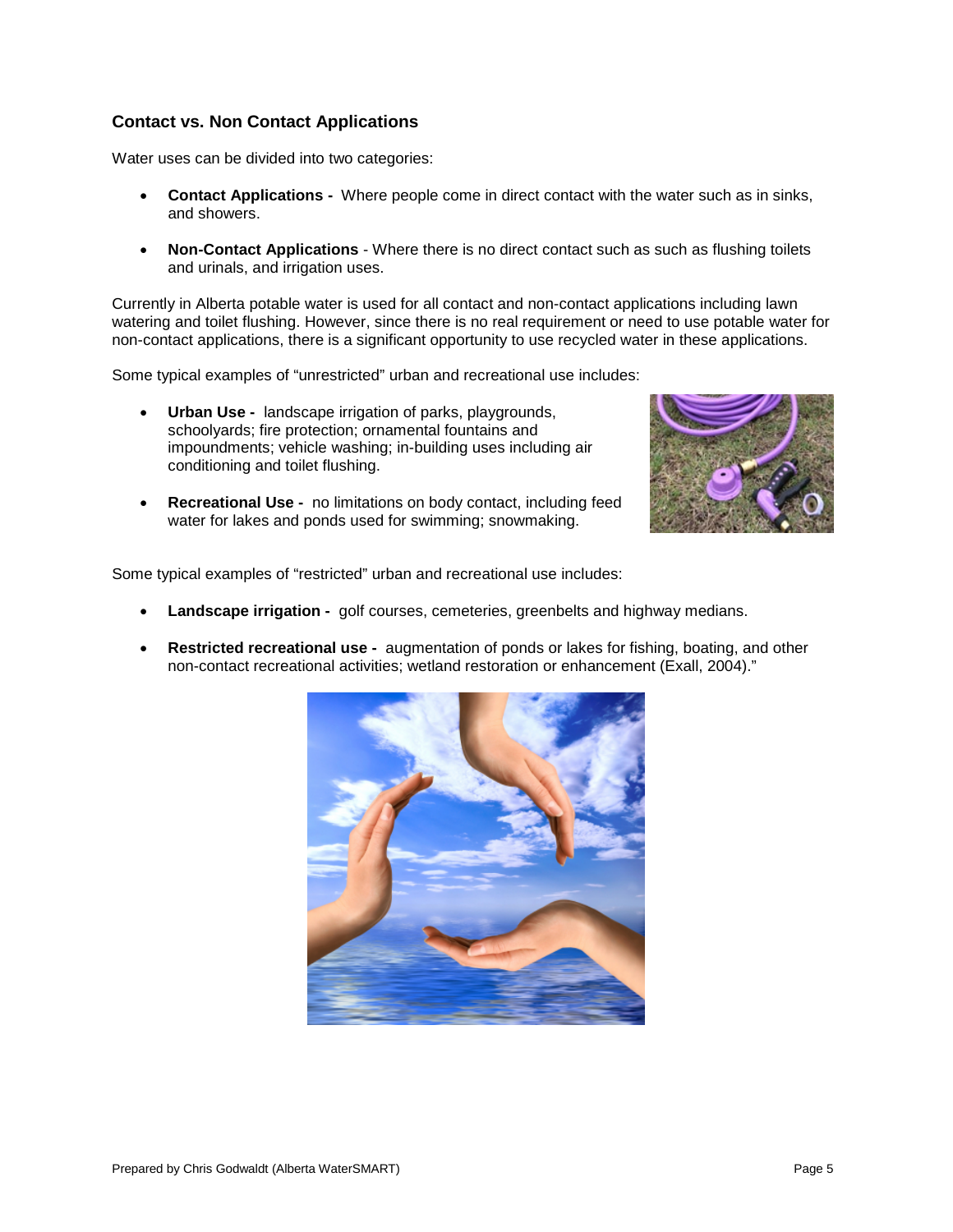### Contact vs. Non Contact Applications

Water uses can be divided into two categories:

- **Contact Applications -** Where people come in direct contact with the water such as in sinks, and showers.
- **Non-Contact Applications** - Where there is no direct contact such as such as flushing toilets and urinals, and irrigation uses.

Currently in Alberta potable water is used for all contact and non-contact applications including lawn watering and toilet flushing. However, since there is no real requirement or need to use potable water for non-contact applications, there is a significant opportunity to use recycled water in these applications.

Some typical examples of "unrestricted" urban and recreational use includes:

- **Urban Use -** landscape irrigation of parks, playgrounds, schoolyards; fire protection; ornamental fountains and impoundments; vehicle washing; in-building uses including air conditioning and toilet flushing.
- **Recreational Use -** no limitations on body contact, including feed water for lakes and ponds used for swimming; snowmaking.

Some typical examples of "restricted" urban and recreational use includes:

- **Landscape irrigation -** golf courses, cemeteries, greenbelts and highway medians.
- **Restricted recreational use -** augmentation of ponds or lakes for fishing, boating, and other non-contact recreational activities; wetland restoration or enhancement (Exall, 2004)."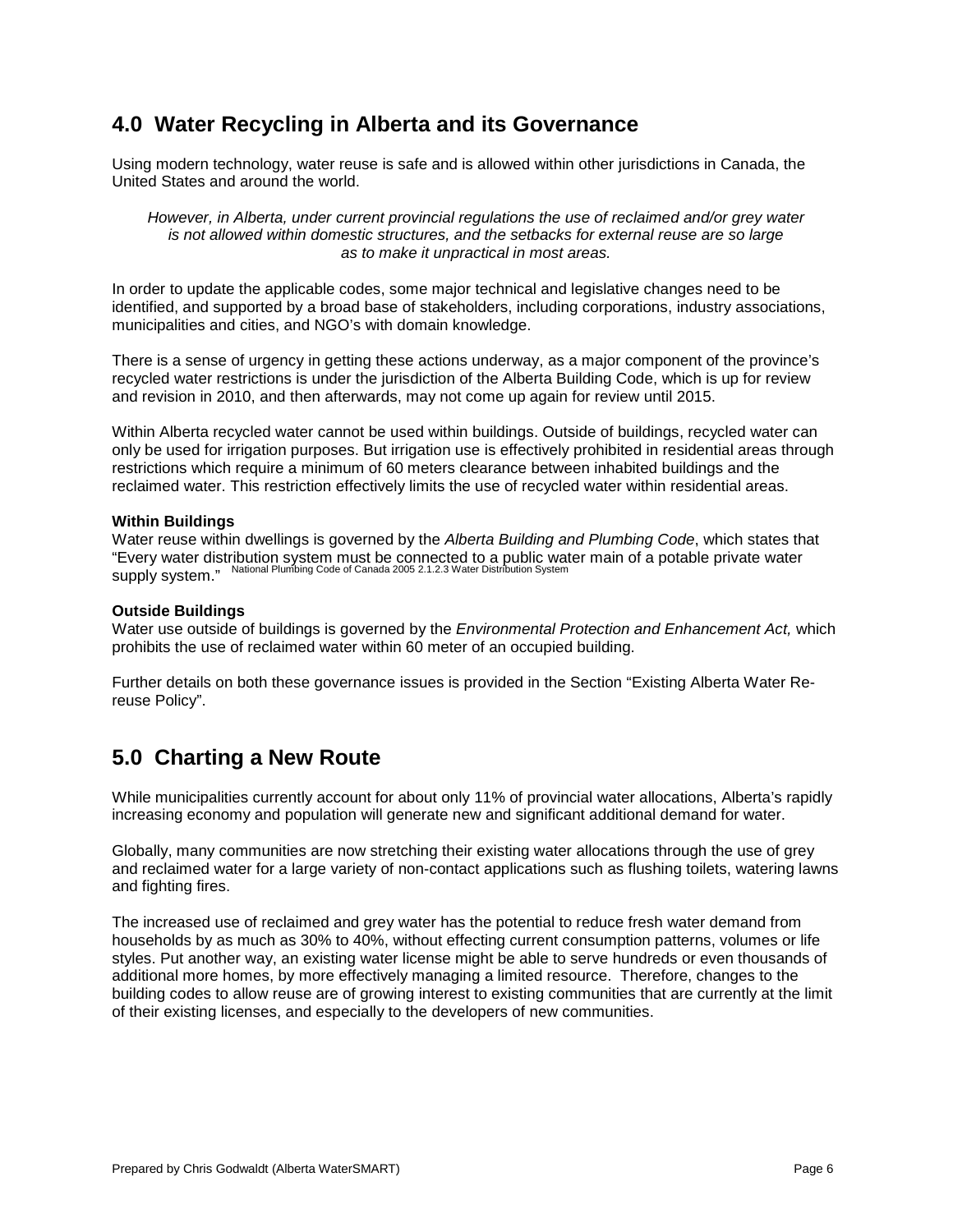## 4.0 Water Recycling in Alberta and its Governance

Using modern technology, water reuse is safe and is allowed within other jurisdictions in Canada, the United States and around the world.

*However, in Alberta, under current provincial regulations the use of reclaimed and/or grey water is not allowed within domestic structures, and the setbacks for external reuse are so large as to make it unpractical in most areas.*

In order to update the applicable codes, some major technical and legislative changes need to be identified, and supported by a broad base of stakeholders, including corporations, industry associations, municipalities and cities, and NGO's with domain knowledge.

There is a sense of urgency in getting these actions underway, as a major component of the province's recycled water restrictions is under the jurisdiction of the Alberta Building Code, which is up for review and revision in 2010, and then afterwards, may not come up again for review until 2015.

Within Alberta recycled water cannot be used within buildings. Outside of buildings, recycled water can only be used for irrigation purposes. But irrigation use is effectively prohibited in residential areas through restrictions which require a minimum of 60 meters clearance between inhabited buildings and the reclaimed water. This restriction effectively limits the use of recycled water within residential areas.

**Within Buildings**

Water reuse within dwellings is governed by the *Alberta Building and Plumbing Code*, which states that "Every water distribution system must be connected to a public water main of a potable private water supply system." National Plumbing Code of Canada 2005 2.1.2.3 Water Distribution System

**Outside Buildings**

Water use outside of buildings is governed by the *Environmental Protection and Enhancement Act,* which prohibits the use of reclaimed water within 60 meter of an occupied building.

Further details on both these governance issues is provided in the Section "Existing Alberta Water Re-reuse Policy".

## 5.0 Charting a New Route

While municipalities currently account for about only 11% of provincial water allocations, Alberta's rapidly increasing economy and population will generate new and significant additional demand for water.

Globally, many communities are now stretching their existing water allocations through the use of grey and reclaimed water for a large variety of non-contact applications such as flushing toilets, watering lawns and fighting fires.

The increased use of reclaimed and grey water has the potential to reduce fresh water demand from households by as much as 30% to 40%, without effecting current consumption patterns, volumes or life styles. Put another way, an existing water license might be able to serve hundreds or even thousands of additional more homes, by more effectively managing a limited resource. Therefore, changes to the building codes to allow reuse are of growing interest to existing communities that are currently at the limit of their existing licenses, and especially to the developers of new communities.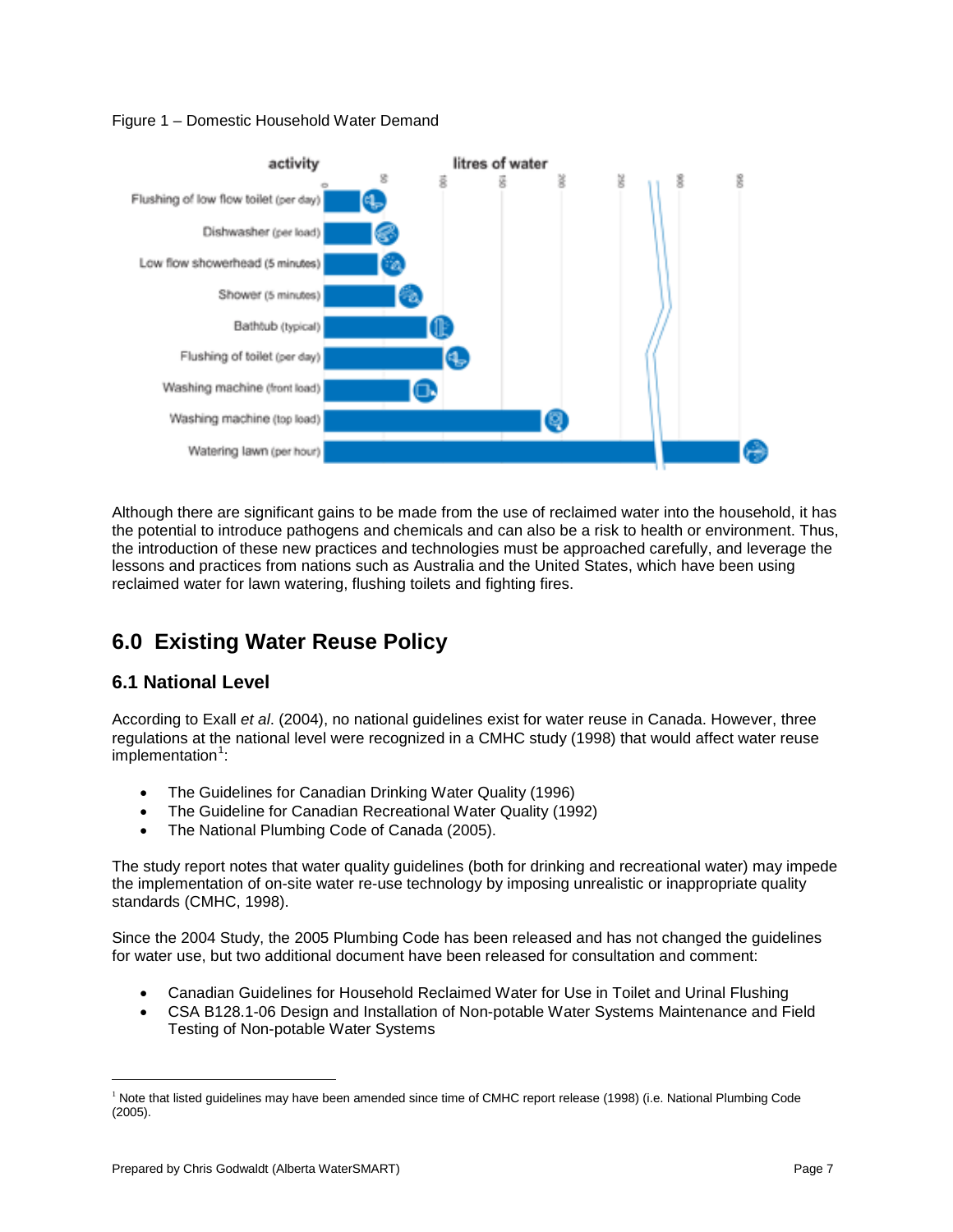Figure 1 – Domestic Household Water Demand

Although there are significant gains to be made from the use of reclaimed water into the household, it has the potential to introduce pathogens and chemicals and can also be a risk to health or environment. Thus, the introduction of these new practices and technologies must be approached carefully, and leverage the lessons and practices from nations such as Australia and the United States, which have been using reclaimed water for lawn watering, flushing toilets and fighting fires.

## 6.0 Existing Water Reuse Policy

### 6.1 National Level

According to Exall *et al*. (2004), no national guidelines exist for water reuse in Canada. However, three regulations at the national level were recognized in a CMHC study (1998) that would affect water reuse implementation[1]:

- The Guidelines for Canadian Drinking Water Quality (1996)
- The Guideline for Canadian Recreational Water Quality (1992)
- The National Plumbing Code of Canada (2005).

The study report notes that water quality guidelines (both for drinking and recreational water) may impede the implementation of on-site water re-use technology by imposing unrealistic or inappropriate quality standards (CMHC, 1998).

Since the 2004 Study, the 2005 Plumbing Code has been released and has not changed the guidelines for water use, but two additional document have been released for consultation and comment:

- Canadian Guidelines for Household Reclaimed Water for Use in Toilet and Urinal Flushing
- CSA B128.1-06 Design and Installation of Non-potable Water Systems Maintenance and Field Testing of Non-potable Water Systems

[1] Note that listed guidelines may have been amended since time of CMHC report release (1998) (i.e. National Plumbing Code (2005).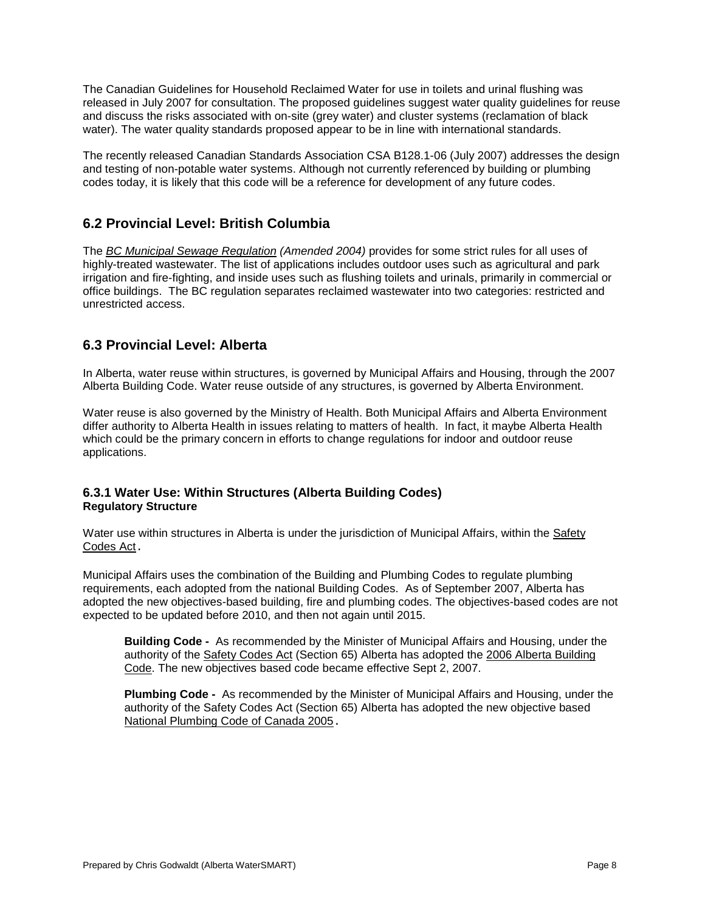The Canadian Guidelines for Household Reclaimed Water for use in toilets and urinal flushing was released in July 2007 for consultation. The proposed guidelines suggest water quality guidelines for reuse and discuss the risks associated with on-site (grey water) and cluster systems (reclamation of black water). The water quality standards proposed appear to be in line with international standards.

The recently released Canadian Standards Association CSA B128.1-06 (July 2007) addresses the design and testing of non-potable water systems. Although not currently referenced by building or plumbing codes today, it is likely that this code will be a reference for development of any future codes.

## 6.2 Provincial Level: British Columbia

The *BC Municipal Sewage Regulation (Amended 2004)* provides for some strict rules for all uses of highly-treated wastewater. The list of applications includes outdoor uses such as agricultural and park irrigation and fire-fighting, and inside uses such as flushing toilets and urinals, primarily in commercial or office buildings. The BC regulation separates reclaimed wastewater into two categories: restricted and unrestricted access.

## 6.3 Provincial Level: Alberta

In Alberta, water reuse within structures, is governed by Municipal Affairs and Housing, through the 2007 Alberta Building Code. Water reuse outside of any structures, is governed by Alberta Environment.

Water reuse is also governed by the Ministry of Health. Both Municipal Affairs and Alberta Environment differ authority to Alberta Health in issues relating to matters of health. In fact, it maybe Alberta Health which could be the primary concern in efforts to change regulations for indoor and outdoor reuse applications.

### 6.3.1 Water Use: Within Structures (Alberta Building Codes)

**Regulatory Structure**

Water use within structures in Alberta is under the jurisdiction of Municipal Affairs, within the Safety Codes Act.

Municipal Affairs uses the combination of the Building and Plumbing Codes to regulate plumbing requirements, each adopted from the national Building Codes. As of September 2007, Alberta has adopted the new objectives-based building, fire and plumbing codes. The objectives-based codes are not expected to be updated before 2010, and then not again until 2015.

> **Building Code -** As recommended by the Minister of Municipal Affairs and Housing, under the authority of the Safety Codes Act (Section 65) Alberta has adopted the 2006 Alberta Building Code. The new objectives based code became effective Sept 2, 2007.
>
> **Plumbing Code -** As recommended by the Minister of Municipal Affairs and Housing, under the authority of the Safety Codes Act (Section 65) Alberta has adopted the new objective based National Plumbing Code of Canada 2005.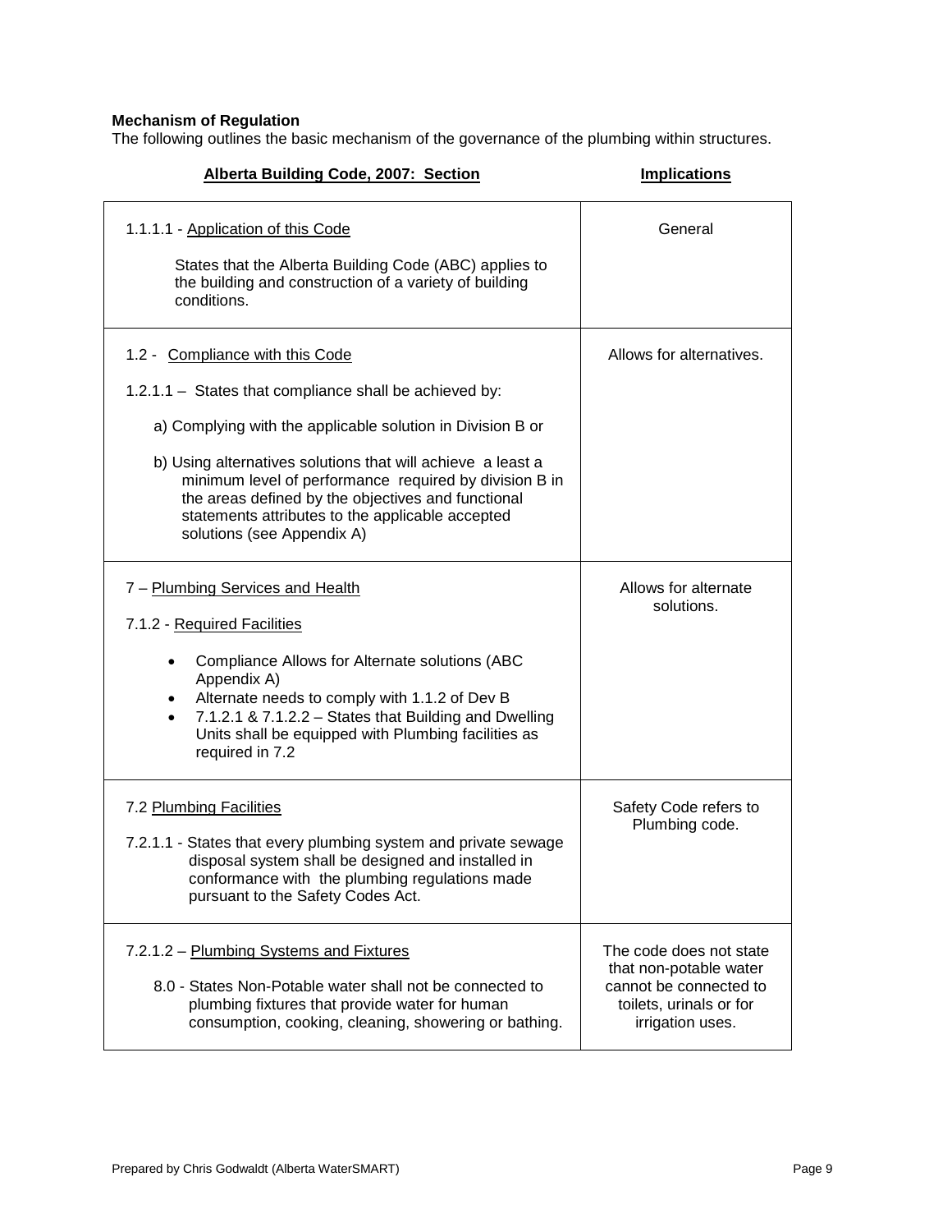**Mechanism of Regulation**

The following outlines the basic mechanism of the governance of the plumbing within structures.

| Alberta Building Code, 2007: Section | Implications |
|---|---|
| 1.1.1.1 - Application of this Code<br><br>States that the Alberta Building Code (ABC) applies to the building and construction of a variety of building conditions. | General |
| 1.2 - Compliance with this Code<br><br>1.2.1.1 – States that compliance shall be achieved by:<br><br>a) Complying with the applicable solution in Division B or<br><br>b) Using alternatives solutions that will achieve a least a minimum level of performance required by division B in the areas defined by the objectives and functional statements attributes to the applicable accepted solutions (see Appendix A) | Allows for alternatives. |
| 7 – Plumbing Services and Health<br><br>7.1.2 - Required Facilities<br><br>• Compliance Allows for Alternate solutions (ABC Appendix A)<br>• Alternate needs to comply with 1.1.2 of Dev B<br>• 7.1.2.1 & 7.1.2.2 – States that Building and Dwelling Units shall be equipped with Plumbing facilities as required in 7.2 | Allows for alternate solutions. |
| 7.2 Plumbing Facilities<br><br>7.2.1.1 - States that every plumbing system and private sewage disposal system shall be designed and installed in conformance with the plumbing regulations made pursuant to the Safety Codes Act. | Safety Code refers to Plumbing code. |
| 7.2.1.2 – Plumbing Systems and Fixtures<br><br>8.0 - States Non-Potable water shall not be connected to plumbing fixtures that provide water for human consumption, cooking, cleaning, showering or bathing. | The code does not state that non-potable water cannot be connected to toilets, urinals or for irrigation uses. |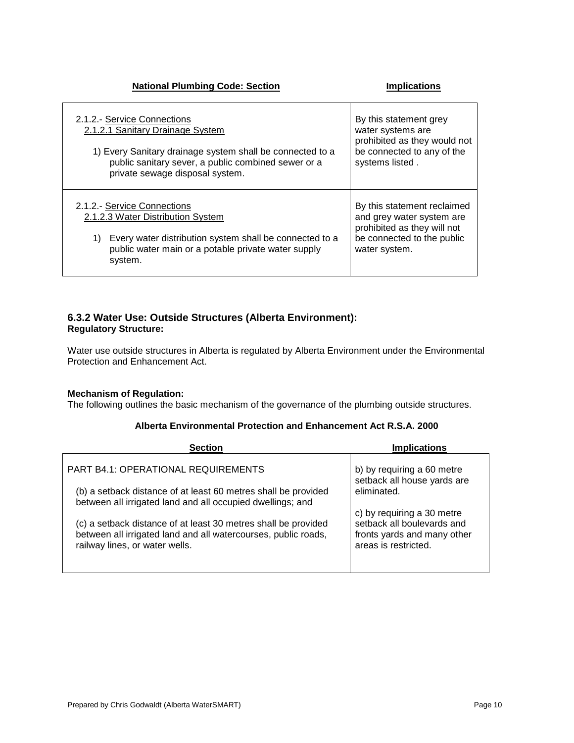| National Plumbing Code: Section | Implications |
|---|---|
| 2.1.2.- Service Connections<br>2.1.2.1 Sanitary Drainage System<br><br>1) Every Sanitary drainage system shall be connected to a public sanitary sever, a public combined sewer or a private sewage disposal system. | By this statement grey water systems are prohibited as they would not be connected to any of the systems listed . |
| 2.1.2.- Service Connections<br>2.1.2.3 Water Distribution System<br><br>1) Every water distribution system shall be connected to a public water main or a potable private water supply system. | By this statement reclaimed and grey water system are prohibited as they will not be connected to the public water system. |

### 6.3.2 Water Use: Outside Structures (Alberta Environment):

**Regulatory Structure:**

Water use outside structures in Alberta is regulated by Alberta Environment under the Environmental Protection and Enhancement Act.

**Mechanism of Regulation:**

The following outlines the basic mechanism of the governance of the plumbing outside structures.

**Alberta Environmental Protection and Enhancement Act R.S.A. 2000**

| Section | Implications |
|---|---|
| PART B4.1: OPERATIONAL REQUIREMENTS<br><br>(b) a setback distance of at least 60 metres shall be provided between all irrigated land and all occupied dwellings; and<br><br>(c) a setback distance of at least 30 metres shall be provided between all irrigated land and all watercourses, public roads, railway lines, or water wells. | b) by requiring a 60 metre setback all house yards are eliminated.<br><br>c) by requiring a 30 metre setback all boulevards and fronts yards and many other areas is restricted. |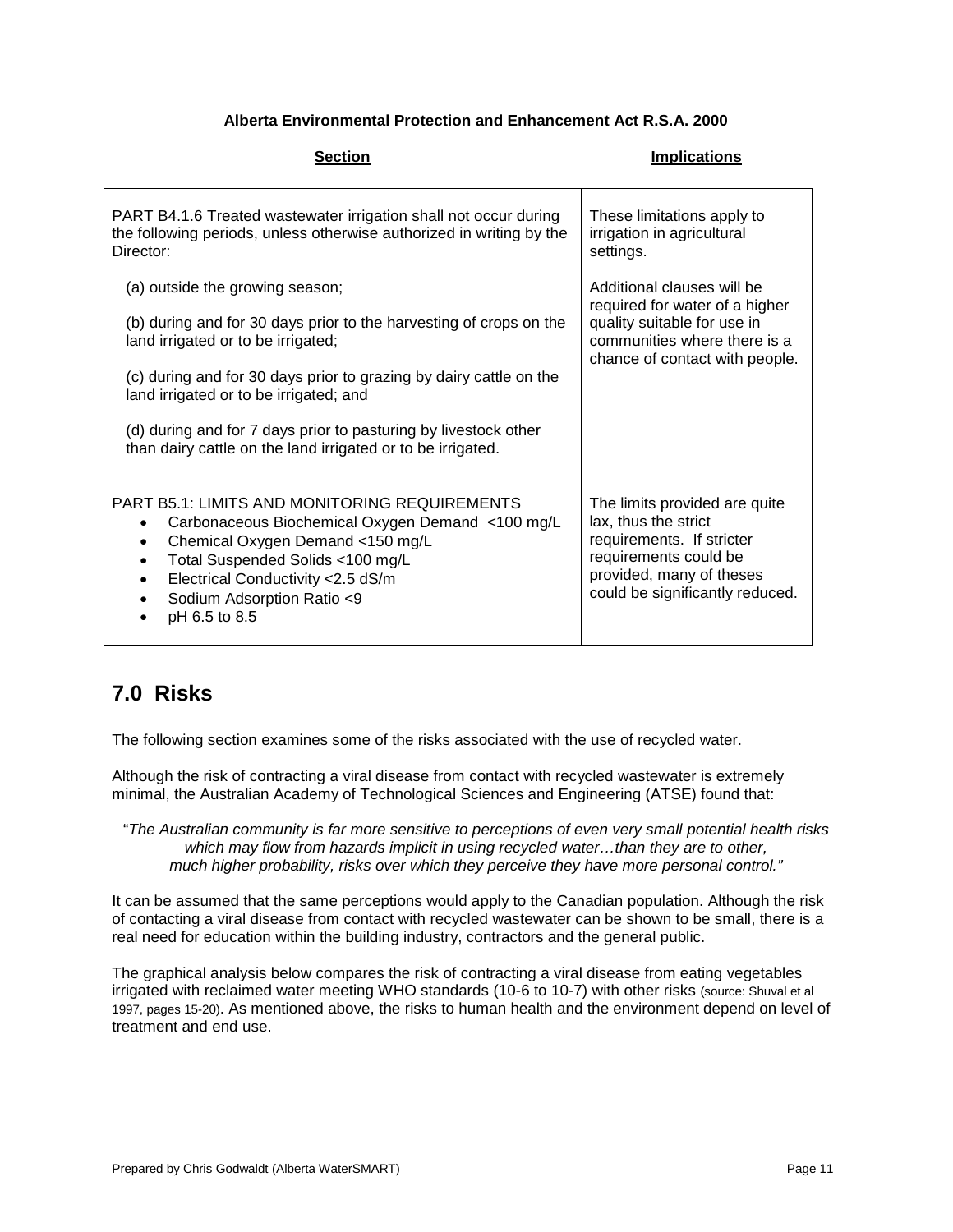**Alberta Environmental Protection and Enhancement Act R.S.A. 2000**

| Section | Implications |
| --- | --- |
| PART B4.1.6 Treated wastewater irrigation shall not occur during the following periods, unless otherwise authorized in writing by the Director:<br><br>(a) outside the growing season;<br><br>(b) during and for 30 days prior to the harvesting of crops on the land irrigated or to be irrigated;<br><br>(c) during and for 30 days prior to grazing by dairy cattle on the land irrigated or to be irrigated; and<br><br>(d) during and for 7 days prior to pasturing by livestock other than dairy cattle on the land irrigated or to be irrigated. | These limitations apply to irrigation in agricultural settings.<br><br>Additional clauses will be required for water of a higher quality suitable for use in communities where there is a chance of contact with people. |
| PART B5.1: LIMITS AND MONITORING REQUIREMENTS<br>• Carbonaceous Biochemical Oxygen Demand <100 mg/L<br>• Chemical Oxygen Demand <150 mg/L<br>• Total Suspended Solids <100 mg/L<br>• Electrical Conductivity <2.5 dS/m<br>• Sodium Adsorption Ratio <9<br>• pH 6.5 to 8.5 | The limits provided are quite lax, thus the strict requirements. If stricter requirements could be provided, many of theses could be significantly reduced. |

## 7.0 Risks

The following section examines some of the risks associated with the use of recycled water.

Although the risk of contracting a viral disease from contact with recycled wastewater is extremely minimal, the Australian Academy of Technological Sciences and Engineering (ATSE) found that:

"*The Australian community is far more sensitive to perceptions of even very small potential health risks which may flow from hazards implicit in using recycled water…than they are to other, much higher probability, risks over which they perceive they have more personal control."*

It can be assumed that the same perceptions would apply to the Canadian population. Although the risk of contacting a viral disease from contact with recycled wastewater can be shown to be small, there is a real need for education within the building industry, contractors and the general public.

The graphical analysis below compares the risk of contracting a viral disease from eating vegetables irrigated with reclaimed water meeting WHO standards (10-6 to 10-7) with other risks (source: Shuval et al 1997, pages 15-20). As mentioned above, the risks to human health and the environment depend on level of treatment and end use.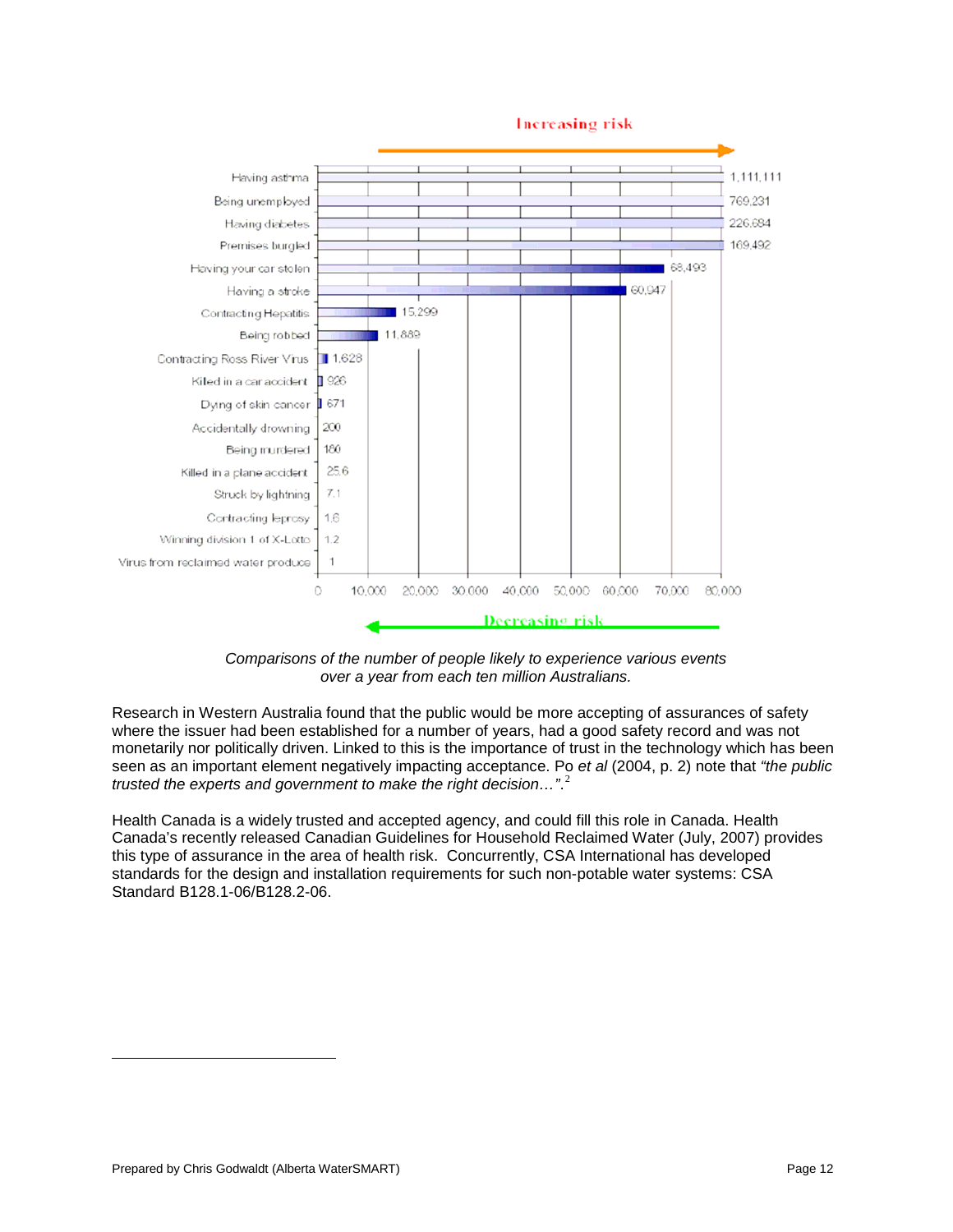Increasing risk

| Event | Number |
| --- | --- |
| Having asthma | 1,111,111 |
| Being unemployed | 769,231 |
| Having diabetes | 226,684 |
| Premises burgled | 169,492 |
| Having your car stolen | 68,493 |
| Having a stroke | 60,947 |
| Contracting Hepatitis | 15,299 |
| Being robbed | 11,889 |
| Contracting Ross River Virus | 1,628 |
| Killed in a car accident | 926 |
| Dying of skin cancer | 671 |
| Accidentally drowning | 200 |
| Being murdered | 180 |
| Killed in a plane accident | 25.6 |
| Struck by lightning | 7.1 |
| Contracting leprosy | 1.6 |
| Winning division 1 of X-Lotto | 1.2 |
| Virus from reclaimed water produce | 1 |

Decreasing risk

*Comparisons of the number of people likely to experience various events over a year from each ten million Australians.*

Research in Western Australia found that the public would be more accepting of assurances of safety where the issuer had been established for a number of years, had a good safety record and was not monetarily nor politically driven. Linked to this is the importance of trust in the technology which has been seen as an important element negatively impacting acceptance. Po *et al* (2004, p. 2) note that *"the public trusted the experts and government to make the right decision…"*.[2]

Health Canada is a widely trusted and accepted agency, and could fill this role in Canada. Health Canada's recently released Canadian Guidelines for Household Reclaimed Water (July, 2007) provides this type of assurance in the area of health risk. Concurrently, CSA International has developed standards for the design and installation requirements for such non-potable water systems: CSA Standard B128.1-06/B128.2-06.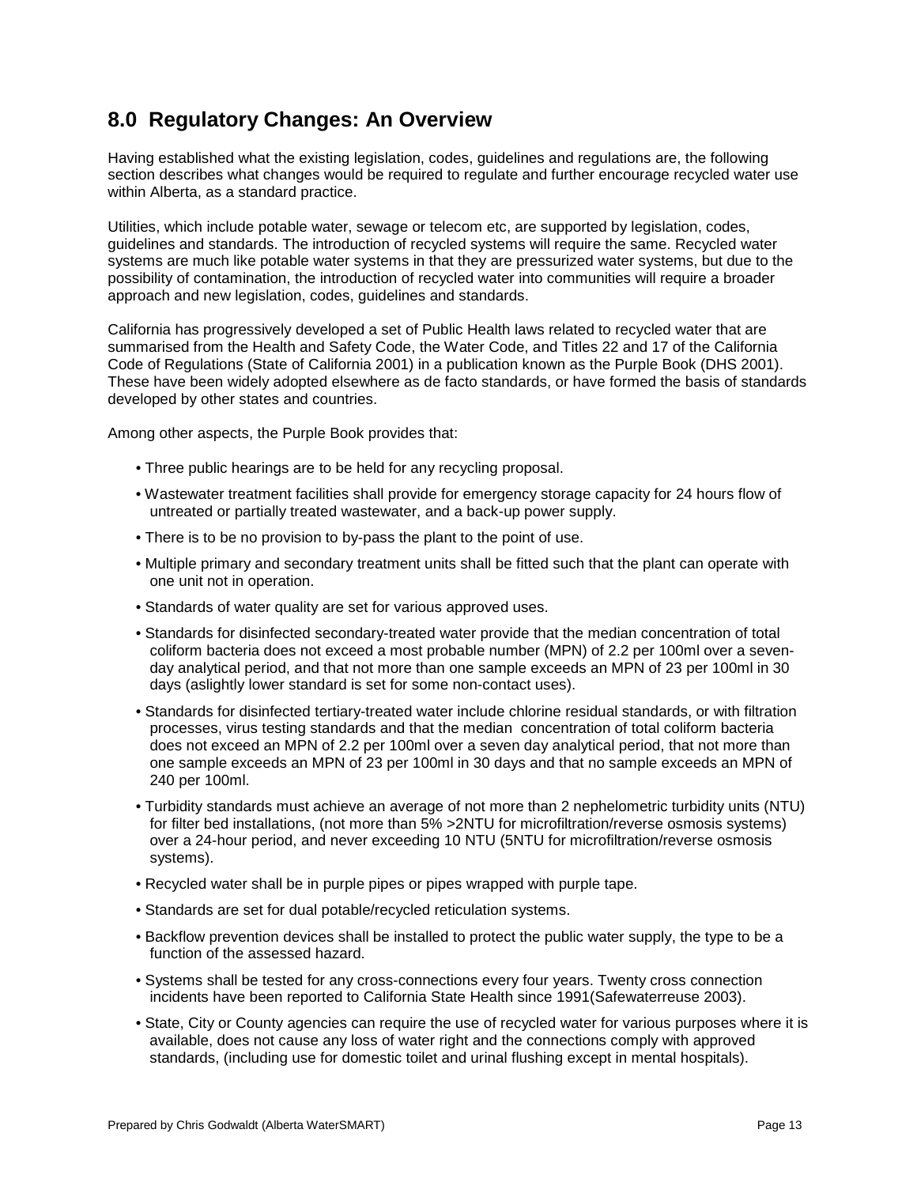## 8.0 Regulatory Changes: An Overview

Having established what the existing legislation, codes, guidelines and regulations are, the following section describes what changes would be required to regulate and further encourage recycled water use within Alberta, as a standard practice.

Utilities, which include potable water, sewage or telecom etc, are supported by legislation, codes, guidelines and standards. The introduction of recycled systems will require the same. Recycled water systems are much like potable water systems in that they are pressurized water systems, but due to the possibility of contamination, the introduction of recycled water into communities will require a broader approach and new legislation, codes, guidelines and standards.

California has progressively developed a set of Public Health laws related to recycled water that are summarised from the Health and Safety Code, the Water Code, and Titles 22 and 17 of the California Code of Regulations (State of California 2001) in a publication known as the Purple Book (DHS 2001). These have been widely adopted elsewhere as de facto standards, or have formed the basis of standards developed by other states and countries.

Among other aspects, the Purple Book provides that:

- Three public hearings are to be held for any recycling proposal.
- Wastewater treatment facilities shall provide for emergency storage capacity for 24 hours flow of untreated or partially treated wastewater, and a back-up power supply.
- There is to be no provision to by-pass the plant to the point of use.
- Multiple primary and secondary treatment units shall be fitted such that the plant can operate with one unit not in operation.
- Standards of water quality are set for various approved uses.
- Standards for disinfected secondary-treated water provide that the median concentration of total coliform bacteria does not exceed a most probable number (MPN) of 2.2 per 100ml over a seven-day analytical period, and that not more than one sample exceeds an MPN of 23 per 100ml in 30 days (aslightly lower standard is set for some non-contact uses).
- Standards for disinfected tertiary-treated water include chlorine residual standards, or with filtration processes, virus testing standards and that the median concentration of total coliform bacteria does not exceed an MPN of 2.2 per 100ml over a seven day analytical period, that not more than one sample exceeds an MPN of 23 per 100ml in 30 days and that no sample exceeds an MPN of 240 per 100ml.
- Turbidity standards must achieve an average of not more than 2 nephelometric turbidity units (NTU) for filter bed installations, (not more than 5% >2NTU for microfiltration/reverse osmosis systems) over a 24-hour period, and never exceeding 10 NTU (5NTU for microfiltration/reverse osmosis systems).
- Recycled water shall be in purple pipes or pipes wrapped with purple tape.
- Standards are set for dual potable/recycled reticulation systems.
- Backflow prevention devices shall be installed to protect the public water supply, the type to be a function of the assessed hazard.
- Systems shall be tested for any cross-connections every four years. Twenty cross connection incidents have been reported to California State Health since 1991(Safewaterreuse 2003).
- State, City or County agencies can require the use of recycled water for various purposes where it is available, does not cause any loss of water right and the connections comply with approved standards, (including use for domestic toilet and urinal flushing except in mental hospitals).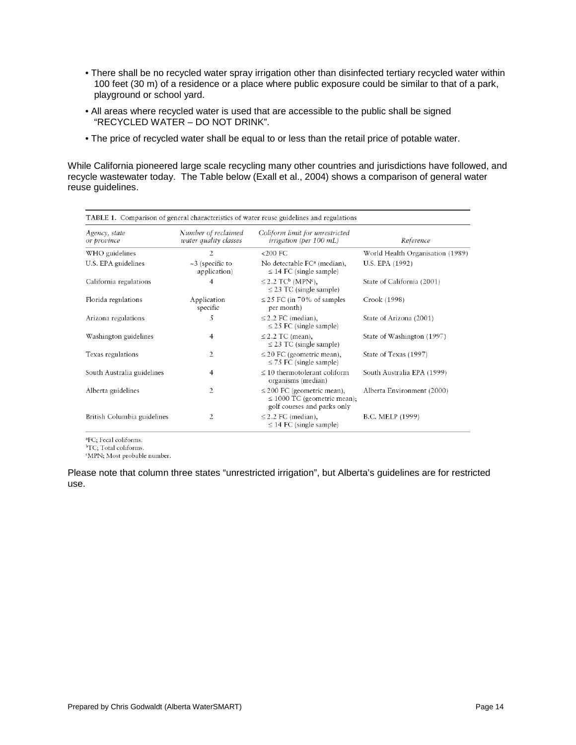- There shall be no recycled water spray irrigation other than disinfected tertiary recycled water within 100 feet (30 m) of a residence or a place where public exposure could be similar to that of a park, playground or school yard.
- All areas where recycled water is used that are accessible to the public shall be signed "RECYCLED WATER – DO NOT DRINK".
- The price of recycled water shall be equal to or less than the retail price of potable water.

While California pioneered large scale recycling many other countries and jurisdictions have followed, and recycle wastewater today. The Table below (Exall et al., 2004) shows a comparison of general water reuse guidelines.

TABLE 1. Comparison of general characteristics of water reuse guidelines and regulations

| *Agency, state or province* | *Number of reclaimed water quality classes* | *Coliform limit for unrestricted irrigation (per 100 mL)* | *Reference* |
|---|---|---|---|
| WHO guidelines | 2 | <200 FC | World Health Organisation (1989) |
| U.S. EPA guidelines | ~3 (specific to application) | No detectable FC[a] (median), ≤ 14 FC (single sample) | U.S. EPA (1992) |
| California regulations | 4 | ≤ 2.2 TC[b] (MPN[c]), ≤ 23 TC (single sample) | State of California (2001) |
| Florida regulations | Application specific | ≤ 25 FC (in 70% of samples per month) | Crook (1998) |
| Arizona regulations | 5 | ≤ 2.2 FC (median), ≤ 25 FC (single sample) | State of Arizona (2001) |
| Washington guidelines | 4 | ≤ 2.2 TC (mean), ≤ 23 TC (single sample) | State of Washington (1997) |
| Texas regulations | 2 | ≤ 20 FC (geometric mean), ≤ 75 FC (single sample) | State of Texas (1997) |
| South Australia guidelines | 4 | ≤ 10 thermotolerant coliform organisms (median) | South Australia EPA (1999) |
| Alberta guidelines | 2 | ≤ 200 FC (geometric mean), ≤ 1000 TC (geometric mean); golf courses and parks only | Alberta Environment (2000) |
| British Columbia guidelines | 2 | ≤ 2.2 FC (median), ≤ 14 FC (single sample) | B.C. MELP (1999) |

[a]FC; Fecal coliforms.
[b]TC; Total coliforms.
[c]MPN; Most probable number.

Please note that column three states "unrestricted irrigation", but Alberta's guidelines are for restricted use.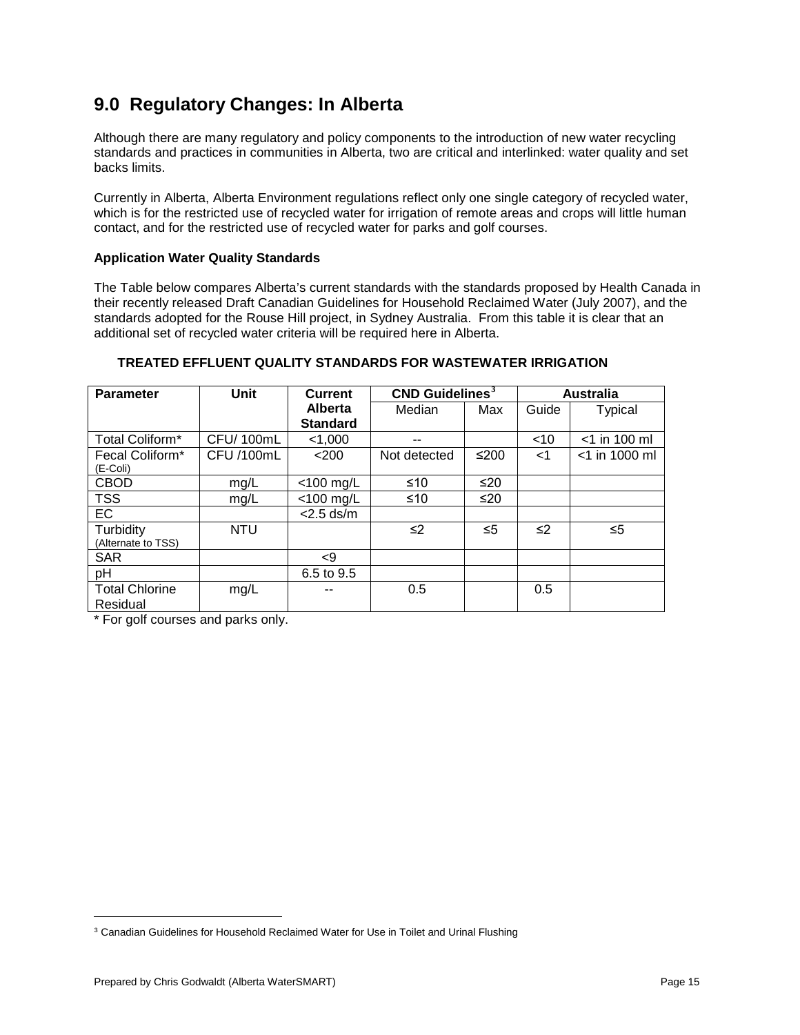## 9.0 Regulatory Changes: In Alberta

Although there are many regulatory and policy components to the introduction of new water recycling standards and practices in communities in Alberta, two are critical and interlinked: water quality and set backs limits.

Currently in Alberta, Alberta Environment regulations reflect only one single category of recycled water, which is for the restricted use of recycled water for irrigation of remote areas and crops will little human contact, and for the restricted use of recycled water for parks and golf courses.

**Application Water Quality Standards**

The Table below compares Alberta's current standards with the standards proposed by Health Canada in their recently released Draft Canadian Guidelines for Household Reclaimed Water (July 2007), and the standards adopted for the Rouse Hill project, in Sydney Australia. From this table it is clear that an additional set of recycled water criteria will be required here in Alberta.

**TREATED EFFLUENT QUALITY STANDARDS FOR WASTEWATER IRRIGATION**

| Parameter | Unit | Current Alberta Standard | CND Guidelines[3] | | Australia | |
|---|---|---|---|---|---|---|
| | | | Median | Max | Guide | Typical |
| Total Coliform* | CFU/ 100mL | <1,000 | -- | | <10 | <1 in 100 ml |
| Fecal Coliform* (E-Coli) | CFU /100mL | <200 | Not detected | ≤200 | <1 | <1 in 1000 ml |
| CBOD | mg/L | <100 mg/L | ≤10 | ≤20 | | |
| TSS | mg/L | <100 mg/L | ≤10 | ≤20 | | |
| EC | | <2.5 ds/m | | | | |
| Turbidity (Alternate to TSS) | NTU | | ≤2 | ≤5 | ≤2 | ≤5 |
| SAR | | <9 | | | | |
| pH | | 6.5 to 9.5 | | | | |
| Total Chlorine Residual | mg/L | -- | 0.5 | | 0.5 | |

\* For golf courses and parks only.

[3] Canadian Guidelines for Household Reclaimed Water for Use in Toilet and Urinal Flushing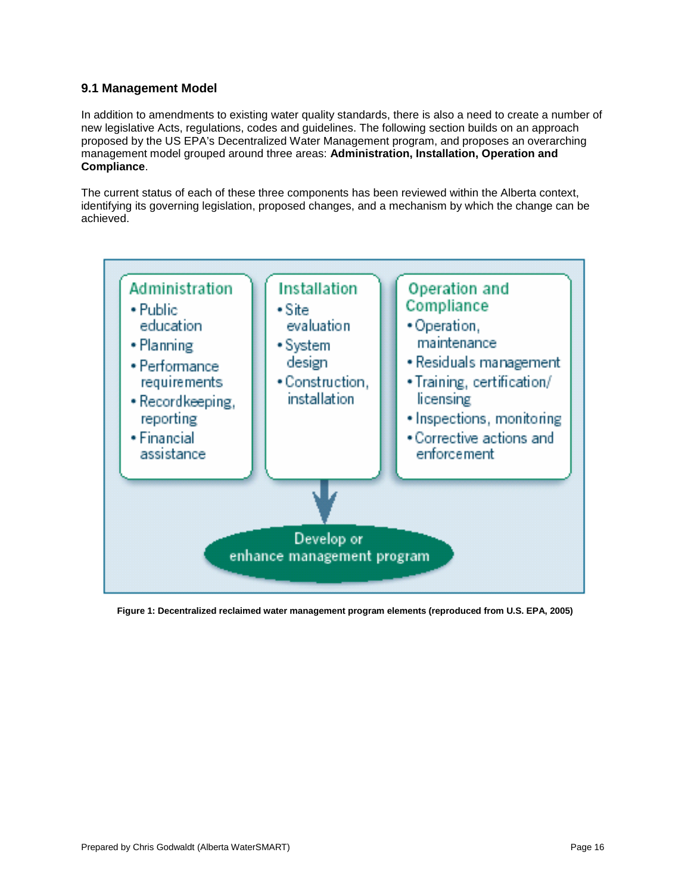## 9.1 Management Model

In addition to amendments to existing water quality standards, there is also a need to create a number of new legislative Acts, regulations, codes and guidelines. The following section builds on an approach proposed by the US EPA's Decentralized Water Management program, and proposes an overarching management model grouped around three areas: **Administration, Installation, Operation and Compliance**.

The current status of each of these three components has been reviewed within the Alberta context, identifying its governing legislation, proposed changes, and a mechanism by which the change can be achieved.

**Administration**
- Public education
- Planning
- Performance requirements
- Recordkeeping, reporting
- Financial assistance

**Installation**
- Site evaluation
- System design
- Construction, installation

**Operation and Compliance**
- Operation, maintenance
- Residuals management
- Training, certification/ licensing
- Inspections, monitoring
- Corrective actions and enforcement

Develop or enhance management program

**Figure 1: Decentralized reclaimed water management program elements (reproduced from U.S. EPA, 2005)**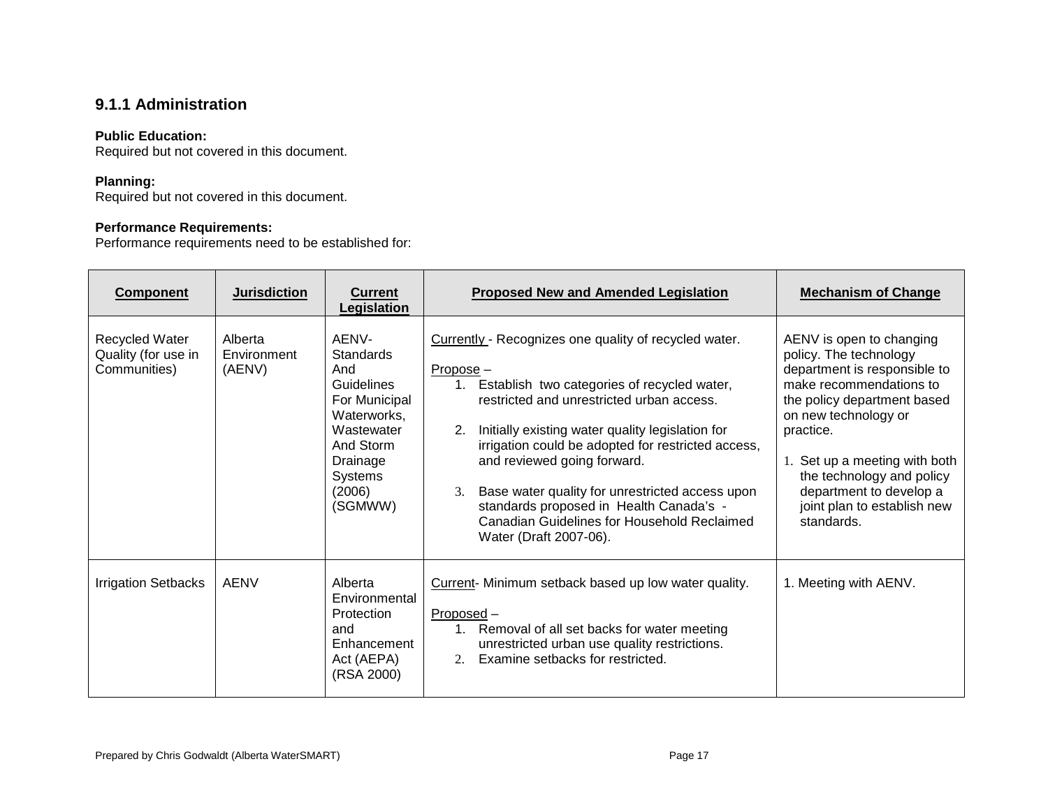### 9.1.1 Administration

**Public Education:**
Required but not covered in this document.

**Planning:**
Required but not covered in this document.

**Performance Requirements:**
Performance requirements need to be established for:

| Component | Jurisdiction | Current Legislation | Proposed New and Amended Legislation | Mechanism of Change |
|---|---|---|---|---|
| Recycled Water Quality (for use in Communities) | Alberta Environment (AENV) | AENV- Standards And Guidelines For Municipal Waterworks, Wastewater And Storm Drainage Systems (2006) (SGMWW) | Currently - Recognizes one quality of recycled water.<br><br>Propose –<br>1. Establish two categories of recycled water, restricted and unrestricted urban access.<br>2. Initially existing water quality legislation for irrigation could be adopted for restricted access, and reviewed going forward.<br>3. Base water quality for unrestricted access upon standards proposed in Health Canada's - Canadian Guidelines for Household Reclaimed Water (Draft 2007-06). | AENV is open to changing policy. The technology department is responsible to make recommendations to the policy department based on new technology or practice.<br><br>1. Set up a meeting with both the technology and policy department to develop a joint plan to establish new standards. |
| Irrigation Setbacks | AENV | Alberta Environmental Protection and Enhancement Act (AEPA) (RSA 2000) | Current- Minimum setback based up low water quality.<br><br>Proposed –<br>1. Removal of all set backs for water meeting unrestricted urban use quality restrictions.<br>2. Examine setbacks for restricted. | 1. Meeting with AENV. |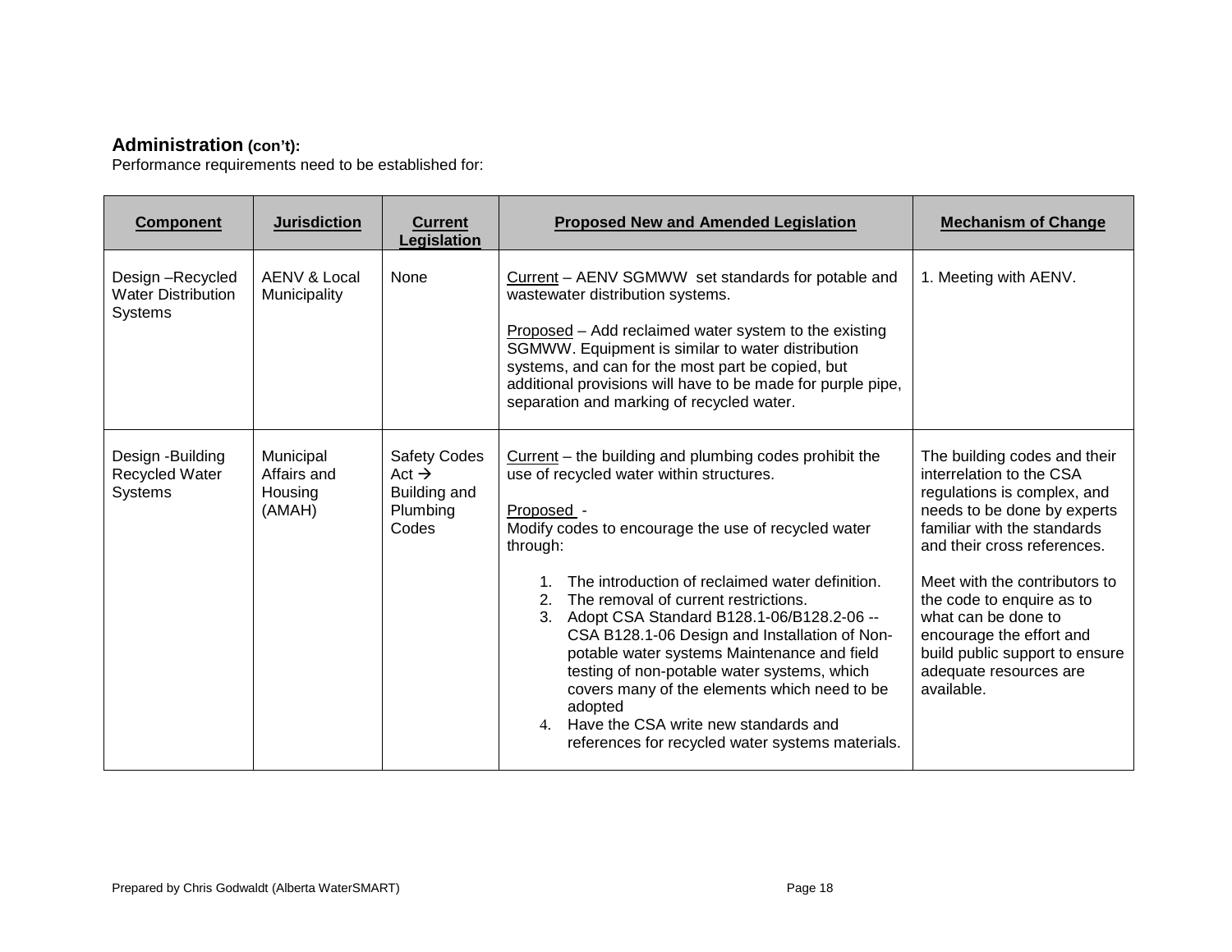## Administration (con't):

Performance requirements need to be established for:

| Component | Jurisdiction | Current Legislation | Proposed New and Amended Legislation | Mechanism of Change |
|---|---|---|---|---|
| Design –Recycled Water Distribution Systems | AENV & Local Municipality | None | Current – AENV SGMWW set standards for potable and wastewater distribution systems.<br><br>Proposed – Add reclaimed water system to the existing SGMWW. Equipment is similar to water distribution systems, and can for the most part be copied, but additional provisions will have to be made for purple pipe, separation and marking of recycled water. | 1. Meeting with AENV. |
| Design -Building Recycled Water Systems | Municipal Affairs and Housing (AMAH) | Safety Codes Act → Building and Plumbing Codes | Current – the building and plumbing codes prohibit the use of recycled water within structures.<br><br>Proposed -<br>Modify codes to encourage the use of recycled water through:<br><br>1. The introduction of reclaimed water definition.<br>2. The removal of current restrictions.<br>3. Adopt CSA Standard B128.1-06/B128.2-06 -- CSA B128.1-06 Design and Installation of Non-potable water systems Maintenance and field testing of non-potable water systems, which covers many of the elements which need to be adopted<br>4. Have the CSA write new standards and references for recycled water systems materials. | The building codes and their interrelation to the CSA regulations is complex, and needs to be done by experts familiar with the standards and their cross references.<br><br>Meet with the contributors to the code to enquire as to what can be done to encourage the effort and build public support to ensure adequate resources are available. |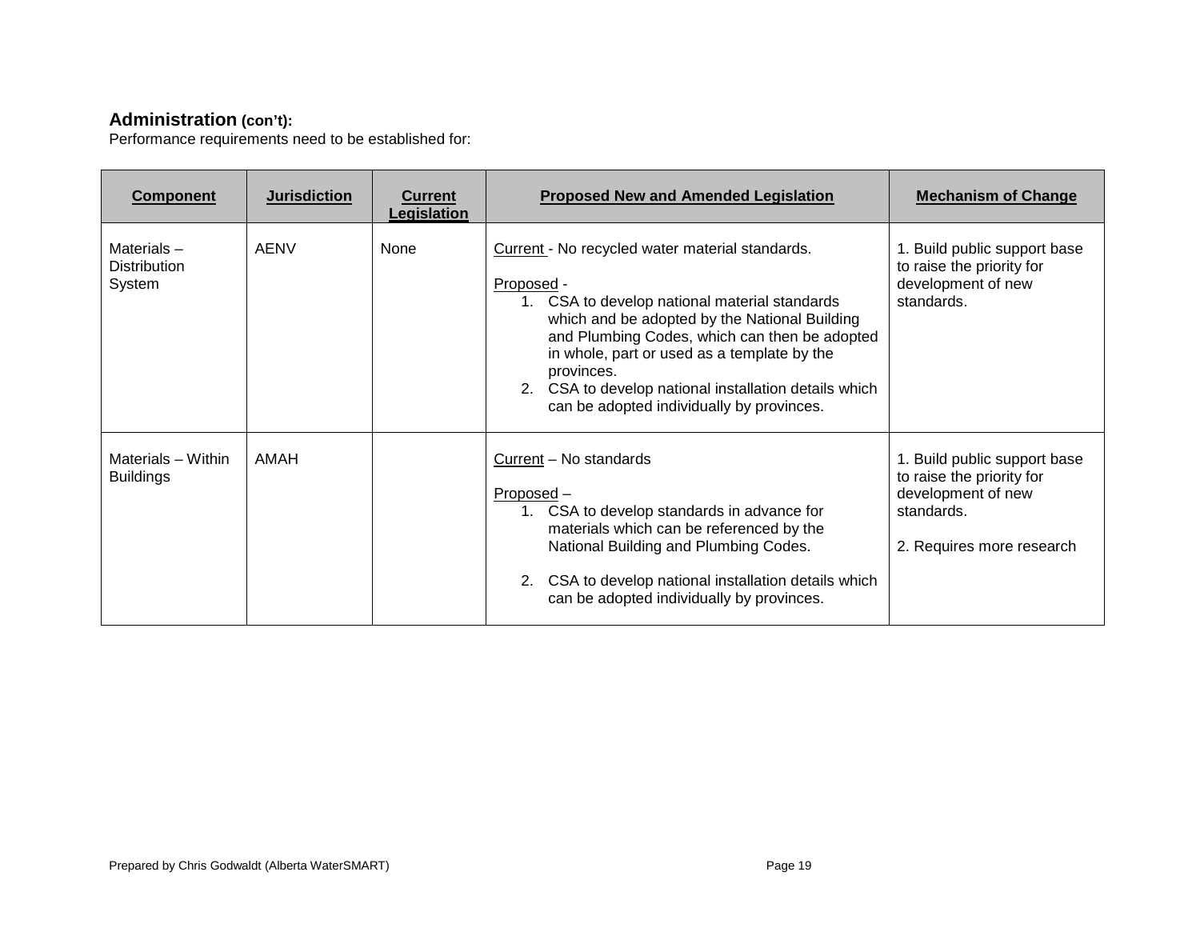**Administration (con't):**

Performance requirements need to be established for:

| Component | Jurisdiction | Current Legislation | Proposed New and Amended Legislation | Mechanism of Change |
|---|---|---|---|---|
| Materials – Distribution System | AENV | None | Current - No recycled water material standards.<br><br>Proposed -<br>1. CSA to develop national material standards which and be adopted by the National Building and Plumbing Codes, which can then be adopted in whole, part or used as a template by the provinces.<br>2. CSA to develop national installation details which can be adopted individually by provinces. | 1. Build public support base to raise the priority for development of new standards. |
| Materials – Within Buildings | AMAH | | Current – No standards<br><br>Proposed –<br>1. CSA to develop standards in advance for materials which can be referenced by the National Building and Plumbing Codes.<br><br>2. CSA to develop national installation details which can be adopted individually by provinces. | 1. Build public support base to raise the priority for development of new standards.<br><br>2. Requires more research |

Prepared by Chris Godwaldt (Alberta WaterSMART)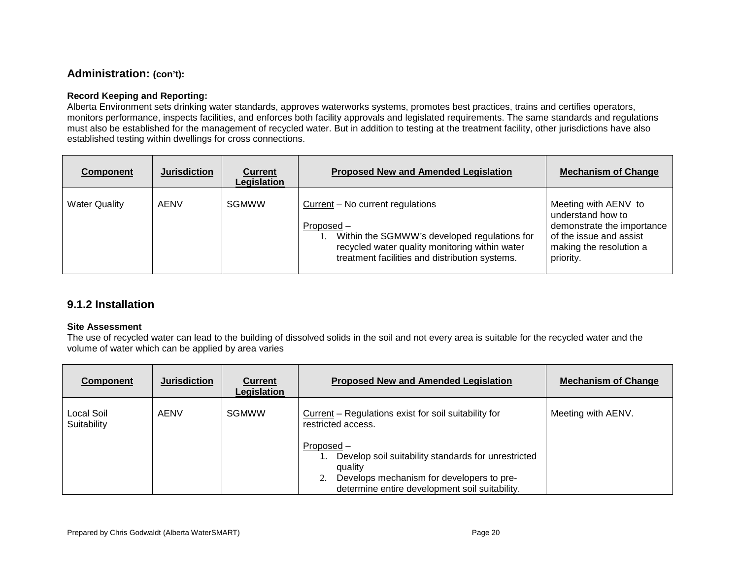## Administration: (con't):

**Record Keeping and Reporting:**
Alberta Environment sets drinking water standards, approves waterworks systems, promotes best practices, trains and certifies operators, monitors performance, inspects facilities, and enforces both facility approvals and legislated requirements. The same standards and regulations must also be established for the management of recycled water. But in addition to testing at the treatment facility, other jurisdictions have also established testing within dwellings for cross connections.

| Component | Jurisdiction | Current Legislation | Proposed New and Amended Legislation | Mechanism of Change |
|---|---|---|---|---|
| Water Quality | AENV | SGMWW | Current – No current regulations<br><br>Proposed –<br>1. Within the SGMWW's developed regulations for recycled water quality monitoring within water treatment facilities and distribution systems. | Meeting with AENV to understand how to demonstrate the importance of the issue and assist making the resolution a priority. |

## 9.1.2 Installation

**Site Assessment**
The use of recycled water can lead to the building of dissolved solids in the soil and not every area is suitable for the recycled water and the volume of water which can be applied by area varies

| Component | Jurisdiction | Current Legislation | Proposed New and Amended Legislation | Mechanism of Change |
|---|---|---|---|---|
| Local Soil Suitability | AENV | SGMWW | Current – Regulations exist for soil suitability for restricted access.<br><br>Proposed –<br>1. Develop soil suitability standards for unrestricted quality<br>2. Develops mechanism for developers to pre-determine entire development soil suitability. | Meeting with AENV. |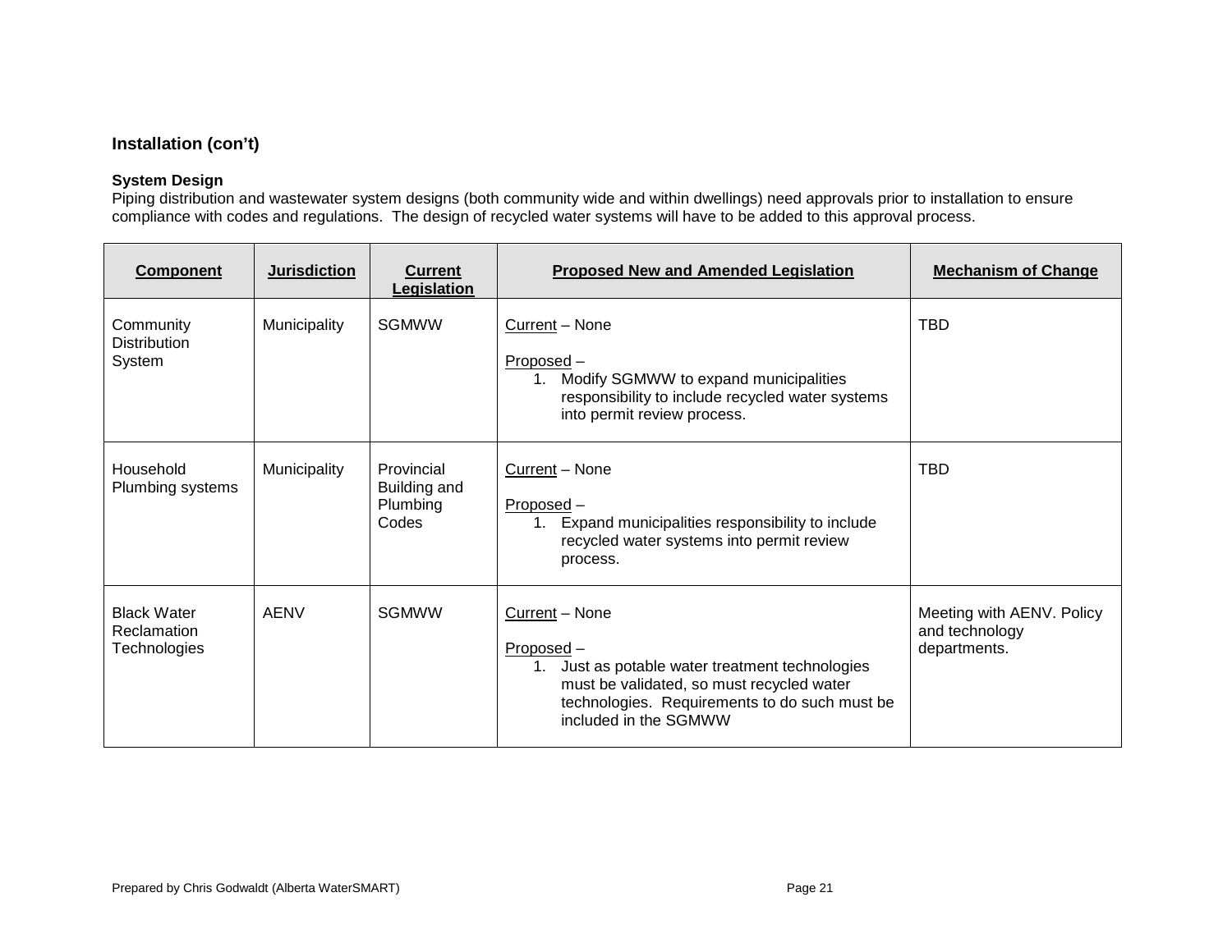## Installation (con't)

### System Design

Piping distribution and wastewater system designs (both community wide and within dwellings) need approvals prior to installation to ensure compliance with codes and regulations. The design of recycled water systems will have to be added to this approval process.

| Component | Jurisdiction | Current Legislation | Proposed New and Amended Legislation | Mechanism of Change |
|---|---|---|---|---|
| Community Distribution System | Municipality | SGMWW | Current – None<br><br>Proposed –<br>1. Modify SGMWW to expand municipalities responsibility to include recycled water systems into permit review process. | TBD |
| Household Plumbing systems | Municipality | Provincial Building and Plumbing Codes | Current – None<br><br>Proposed –<br>1. Expand municipalities responsibility to include recycled water systems into permit review process. | TBD |
| Black Water Reclamation Technologies | AENV | SGMWW | Current – None<br><br>Proposed –<br>1. Just as potable water treatment technologies must be validated, so must recycled water technologies. Requirements to do such must be included in the SGMWW | Meeting with AENV. Policy and technology departments. |

Prepared by Chris Godwaldt (Alberta WaterSMART)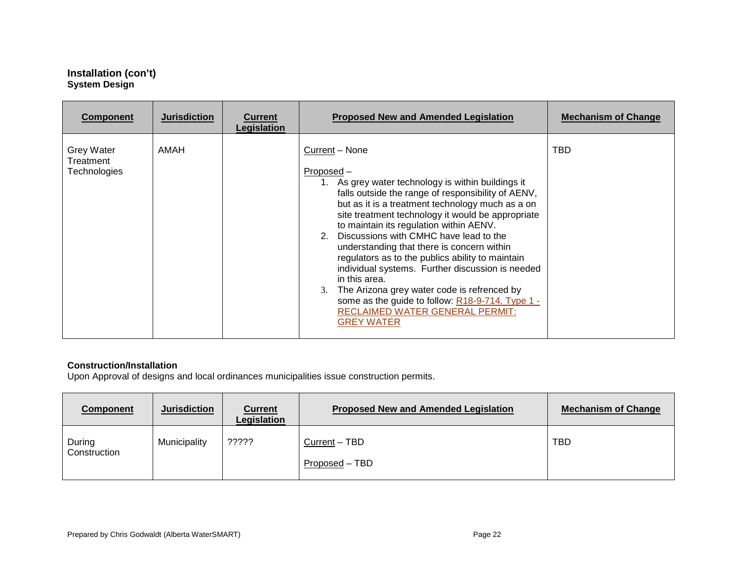**Installation (con't)**
**System Design**

| Component | Jurisdiction | Current Legislation | Proposed New and Amended Legislation | Mechanism of Change |
|---|---|---|---|---|
| Grey Water Treatment Technologies | AMAH | | Current – None<br><br>Proposed –<br>1. As grey water technology is within buildings it falls outside the range of responsibility of AENV, but as it is a treatment technology much as a on site treatment technology it would be appropriate to maintain its regulation within AENV.<br>2. Discussions with CMHC have lead to the understanding that there is concern within regulators as to the publics ability to maintain individual systems. Further discussion is needed in this area.<br>3. The Arizona grey water code is refrenced by some as the guide to follow: R18-9-714. Type 1 - RECLAIMED WATER GENERAL PERMIT: GREY WATER | TBD |

**Construction/Installation**

Upon Approval of designs and local ordinances municipalities issue construction permits.

| Component | Jurisdiction | Current Legislation | Proposed New and Amended Legislation | Mechanism of Change |
|---|---|---|---|---|
| During Construction | Municipality | ????? | Current – TBD<br><br>Proposed – TBD | TBD |

Prepared by Chris Godwaldt (Alberta WaterSMART)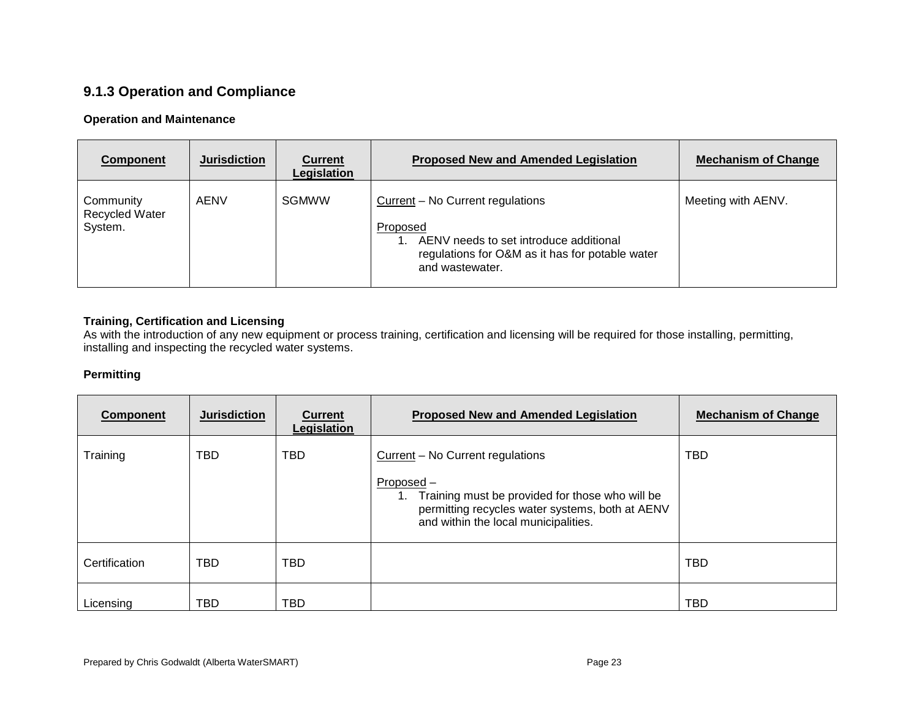### 9.1.3 Operation and Compliance

**Operation and Maintenance**

| **Component** | **Jurisdiction** | **Current Legislation** | **Proposed New and Amended Legislation** | **Mechanism of Change** |
|---|---|---|---|---|
| Community Recycled Water System. | AENV | SGMWW | Current – No Current regulations<br><br>Proposed<br>1. AENV needs to set introduce additional regulations for O&M as it has for potable water and wastewater. | Meeting with AENV. |

**Training, Certification and Licensing**

As with the introduction of any new equipment or process training, certification and licensing will be required for those installing, permitting, installing and inspecting the recycled water systems.

**Permitting**

| **Component** | **Jurisdiction** | **Current Legislation** | **Proposed New and Amended Legislation** | **Mechanism of Change** |
|---|---|---|---|---|
| Training | TBD | TBD | Current – No Current regulations<br><br>Proposed –<br>1. Training must be provided for those who will be permitting recycles water systems, both at AENV and within the local municipalities. | TBD |
| Certification | TBD | TBD | | TBD |
| Licensing | TBD | TBD | | TBD |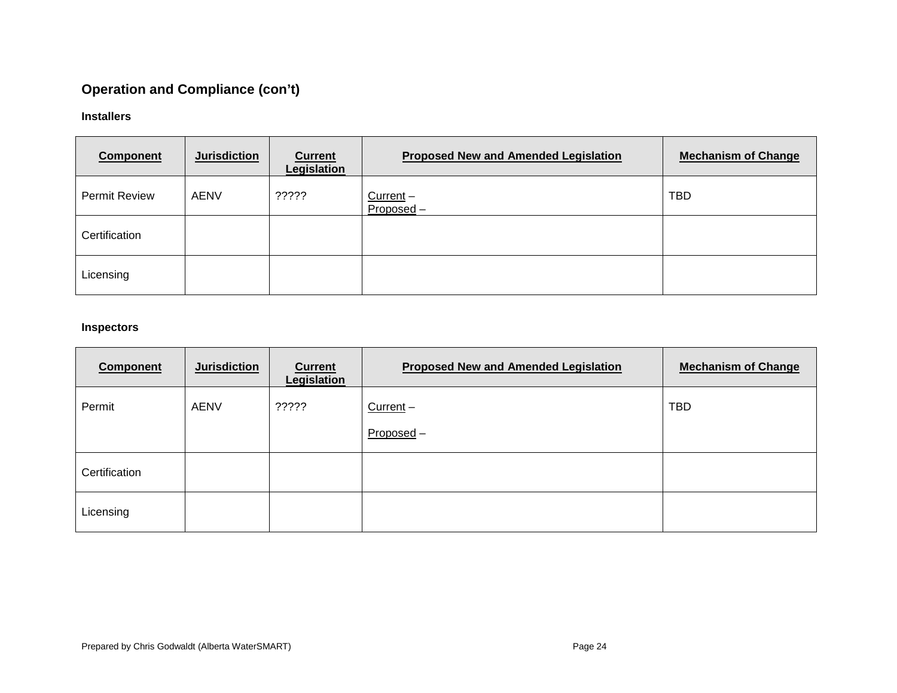## Operation and Compliance (con't)

### Installers

| Component | Jurisdiction | Current Legislation | Proposed New and Amended Legislation | Mechanism of Change |
|---|---|---|---|---|
| Permit Review | AENV | ????? | Current – <br> Proposed – | TBD |
| Certification | | | | |
| Licensing | | | | |

### Inspectors

| Component | Jurisdiction | Current Legislation | Proposed New and Amended Legislation | Mechanism of Change |
|---|---|---|---|---|
| Permit | AENV | ????? | Current – <br> Proposed – | TBD |
| Certification | | | | |
| Licensing | | | | |

Prepared by Chris Godwaldt (Alberta WaterSMART)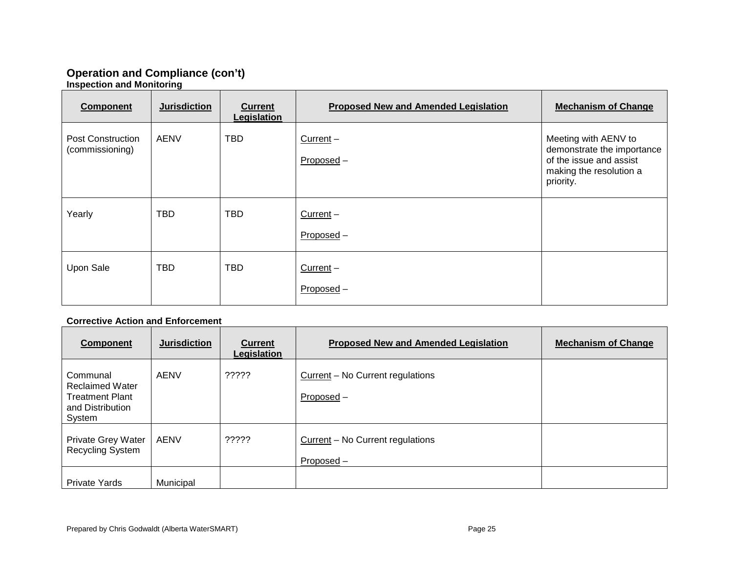## Operation and Compliance (con't)

### Inspection and Monitoring

| Component | Jurisdiction | Current Legislation | Proposed New and Amended Legislation | Mechanism of Change |
|---|---|---|---|---|
| Post Construction (commissioning) | AENV | TBD | Current – <br><br> Proposed – | Meeting with AENV to demonstrate the importance of the issue and assist making the resolution a priority. |
| Yearly | TBD | TBD | Current – <br><br> Proposed – | |
| Upon Sale | TBD | TBD | Current – <br><br> Proposed – | |

### Corrective Action and Enforcement

| Component | Jurisdiction | Current Legislation | Proposed New and Amended Legislation | Mechanism of Change |
|---|---|---|---|---|
| Communal Reclaimed Water Treatment Plant and Distribution System | AENV | ????? | Current – No Current regulations <br><br> Proposed – | |
| Private Grey Water Recycling System | AENV | ????? | Current – No Current regulations <br><br> Proposed – | |
| Private Yards | Municipal | | | |

Prepared by Chris Godwaldt (Alberta WaterSMART)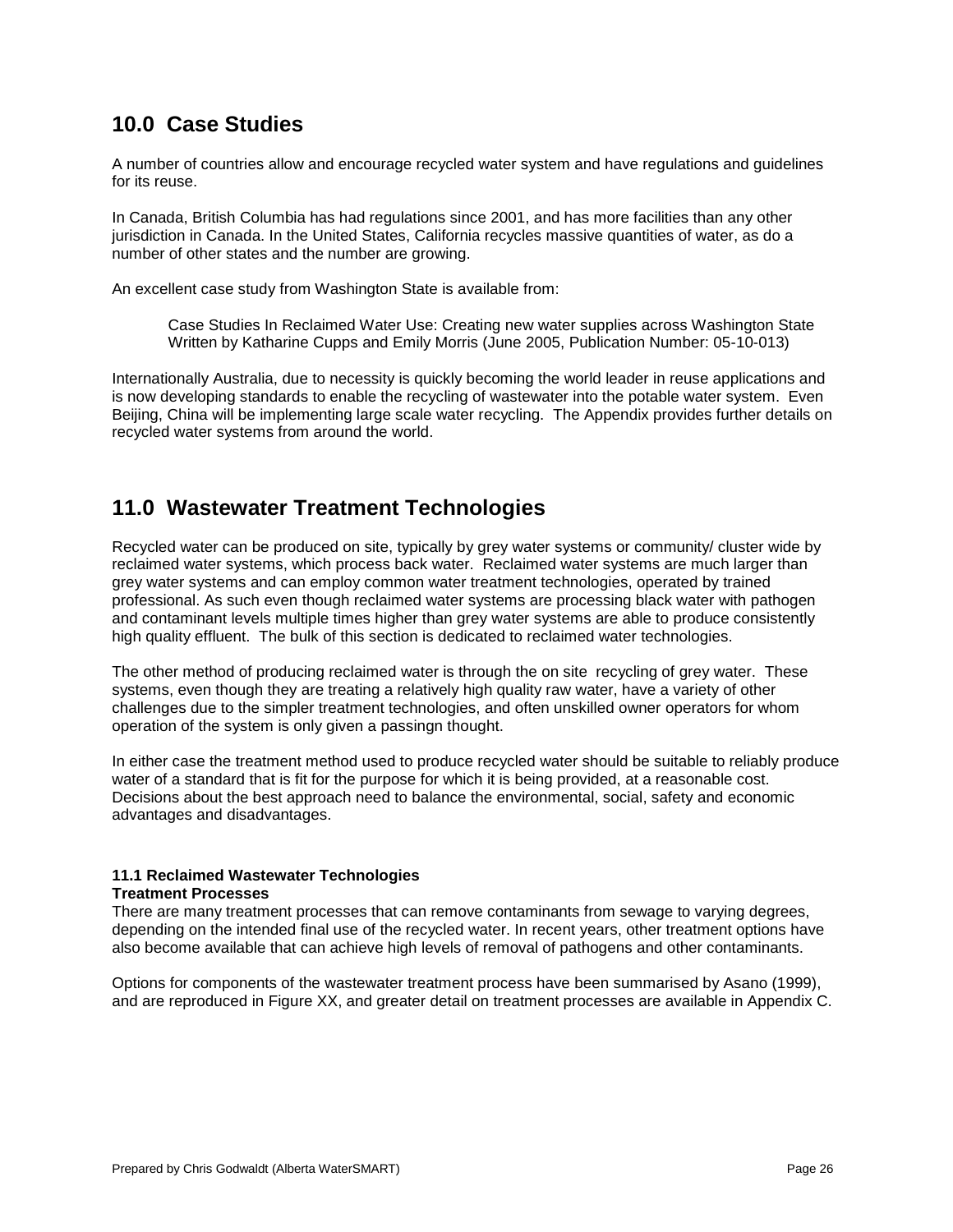## 10.0 Case Studies

A number of countries allow and encourage recycled water system and have regulations and guidelines for its reuse.

In Canada, British Columbia has had regulations since 2001, and has more facilities than any other jurisdiction in Canada. In the United States, California recycles massive quantities of water, as do a number of other states and the number are growing.

An excellent case study from Washington State is available from:

> Case Studies In Reclaimed Water Use: Creating new water supplies across Washington State
> Written by Katharine Cupps and Emily Morris (June 2005, Publication Number: 05-10-013)

Internationally Australia, due to necessity is quickly becoming the world leader in reuse applications and is now developing standards to enable the recycling of wastewater into the potable water system. Even Beijing, China will be implementing large scale water recycling. The Appendix provides further details on recycled water systems from around the world.

## 11.0 Wastewater Treatment Technologies

Recycled water can be produced on site, typically by grey water systems or community/ cluster wide by reclaimed water systems, which process back water. Reclaimed water systems are much larger than grey water systems and can employ common water treatment technologies, operated by trained professional. As such even though reclaimed water systems are processing black water with pathogen and contaminant levels multiple times higher than grey water systems are able to produce consistently high quality effluent. The bulk of this section is dedicated to reclaimed water technologies.

The other method of producing reclaimed water is through the on site recycling of grey water. These systems, even though they are treating a relatively high quality raw water, have a variety of other challenges due to the simpler treatment technologies, and often unskilled owner operators for whom operation of the system is only given a passingn thought.

In either case the treatment method used to produce recycled water should be suitable to reliably produce water of a standard that is fit for the purpose for which it is being provided, at a reasonable cost. Decisions about the best approach need to balance the environmental, social, safety and economic advantages and disadvantages.

### 11.1 Reclaimed Wastewater Technologies

**Treatment Processes**

There are many treatment processes that can remove contaminants from sewage to varying degrees, depending on the intended final use of the recycled water. In recent years, other treatment options have also become available that can achieve high levels of removal of pathogens and other contaminants.

Options for components of the wastewater treatment process have been summarised by Asano (1999), and are reproduced in Figure XX, and greater detail on treatment processes are available in Appendix C.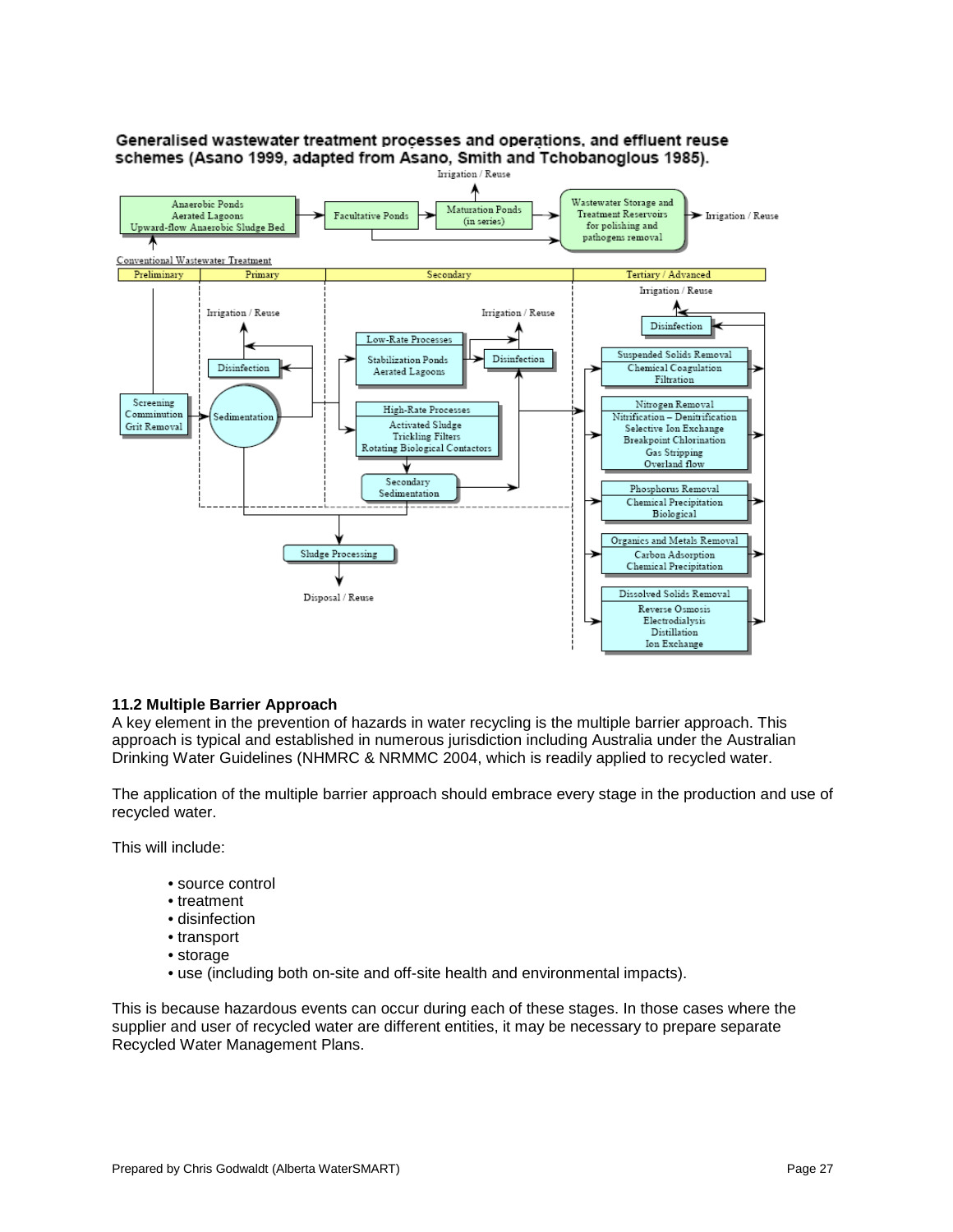**Generalised wastewater treatment processes and operations, and effluent reuse schemes (Asano 1999, adapted from Asano, Smith and Tchobanoglous 1985).**

### 11.2 Multiple Barrier Approach

A key element in the prevention of hazards in water recycling is the multiple barrier approach. This approach is typical and established in numerous jurisdiction including Australia under the Australian Drinking Water Guidelines (NHMRC & NRMMC 2004, which is readily applied to recycled water.

The application of the multiple barrier approach should embrace every stage in the production and use of recycled water.

This will include:

- source control
- treatment
- disinfection
- transport
- storage
- use (including both on-site and off-site health and environmental impacts).

This is because hazardous events can occur during each of these stages. In those cases where the supplier and user of recycled water are different entities, it may be necessary to prepare separate Recycled Water Management Plans.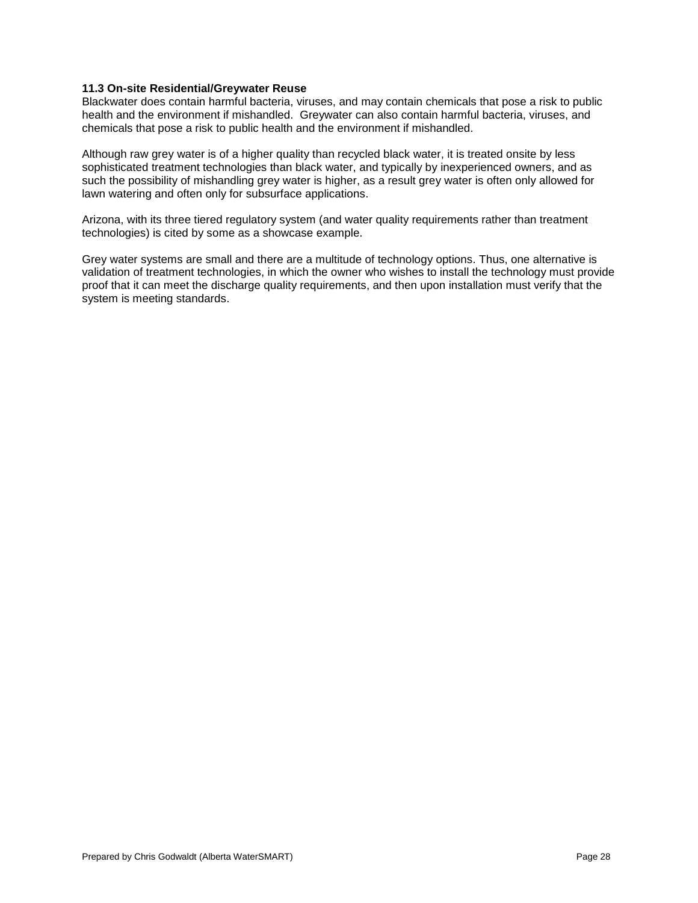### 11.3 On-site Residential/Greywater Reuse

Blackwater does contain harmful bacteria, viruses, and may contain chemicals that pose a risk to public health and the environment if mishandled. Greywater can also contain harmful bacteria, viruses, and chemicals that pose a risk to public health and the environment if mishandled.

Although raw grey water is of a higher quality than recycled black water, it is treated onsite by less sophisticated treatment technologies than black water, and typically by inexperienced owners, and as such the possibility of mishandling grey water is higher, as a result grey water is often only allowed for lawn watering and often only for subsurface applications.

Arizona, with its three tiered regulatory system (and water quality requirements rather than treatment technologies) is cited by some as a showcase example.

Grey water systems are small and there are a multitude of technology options. Thus, one alternative is validation of treatment technologies, in which the owner who wishes to install the technology must provide proof that it can meet the discharge quality requirements, and then upon installation must verify that the system is meeting standards.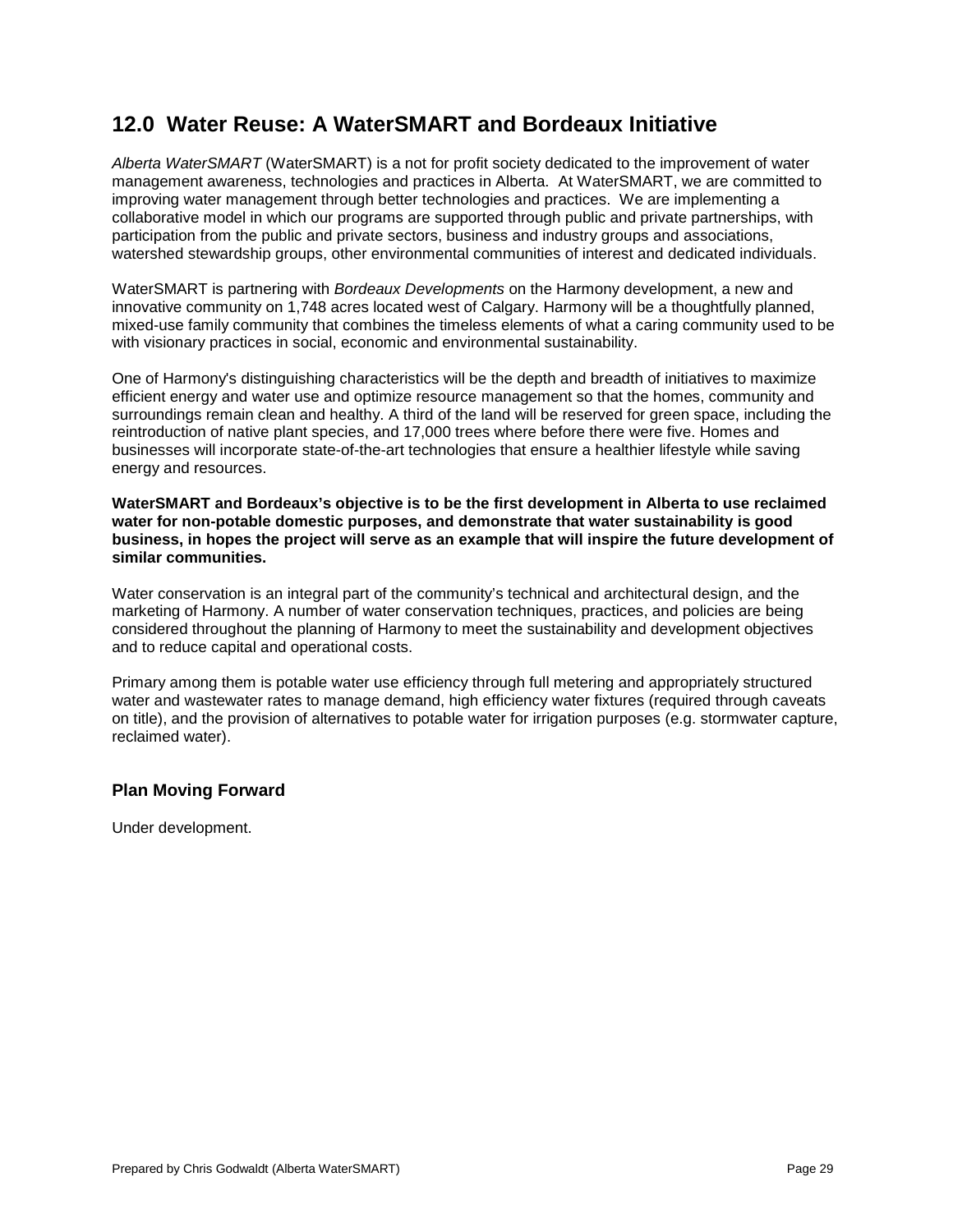## 12.0 Water Reuse: A WaterSMART and Bordeaux Initiative

*Alberta WaterSMART* (WaterSMART) is a not for profit society dedicated to the improvement of water management awareness, technologies and practices in Alberta. At WaterSMART, we are committed to improving water management through better technologies and practices. We are implementing a collaborative model in which our programs are supported through public and private partnerships, with participation from the public and private sectors, business and industry groups and associations, watershed stewardship groups, other environmental communities of interest and dedicated individuals.

WaterSMART is partnering with *Bordeaux Developments* on the Harmony development, a new and innovative community on 1,748 acres located west of Calgary. Harmony will be a thoughtfully planned, mixed-use family community that combines the timeless elements of what a caring community used to be with visionary practices in social, economic and environmental sustainability.

One of Harmony's distinguishing characteristics will be the depth and breadth of initiatives to maximize efficient energy and water use and optimize resource management so that the homes, community and surroundings remain clean and healthy. A third of the land will be reserved for green space, including the reintroduction of native plant species, and 17,000 trees where before there were five. Homes and businesses will incorporate state-of-the-art technologies that ensure a healthier lifestyle while saving energy and resources.

**WaterSMART and Bordeaux's objective is to be the first development in Alberta to use reclaimed water for non-potable domestic purposes, and demonstrate that water sustainability is good business, in hopes the project will serve as an example that will inspire the future development of similar communities.**

Water conservation is an integral part of the community's technical and architectural design, and the marketing of Harmony. A number of water conservation techniques, practices, and policies are being considered throughout the planning of Harmony to meet the sustainability and development objectives and to reduce capital and operational costs.

Primary among them is potable water use efficiency through full metering and appropriately structured water and wastewater rates to manage demand, high efficiency water fixtures (required through caveats on title), and the provision of alternatives to potable water for irrigation purposes (e.g. stormwater capture, reclaimed water).

### Plan Moving Forward

Under development.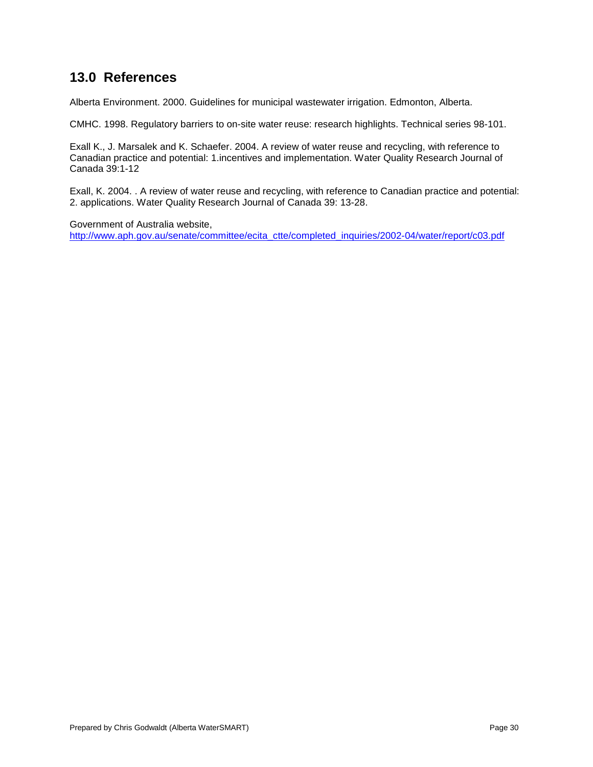## 13.0 References

Alberta Environment. 2000. Guidelines for municipal wastewater irrigation. Edmonton, Alberta.

CMHC. 1998. Regulatory barriers to on-site water reuse: research highlights. Technical series 98-101.

Exall K., J. Marsalek and K. Schaefer. 2004. A review of water reuse and recycling, with reference to Canadian practice and potential: 1.incentives and implementation. Water Quality Research Journal of Canada 39:1-12

Exall, K. 2004. . A review of water reuse and recycling, with reference to Canadian practice and potential: 2. applications. Water Quality Research Journal of Canada 39: 13-28.

Government of Australia website,
http://www.aph.gov.au/senate/committee/ecita_ctte/completed_inquiries/2002-04/water/report/c03.pdf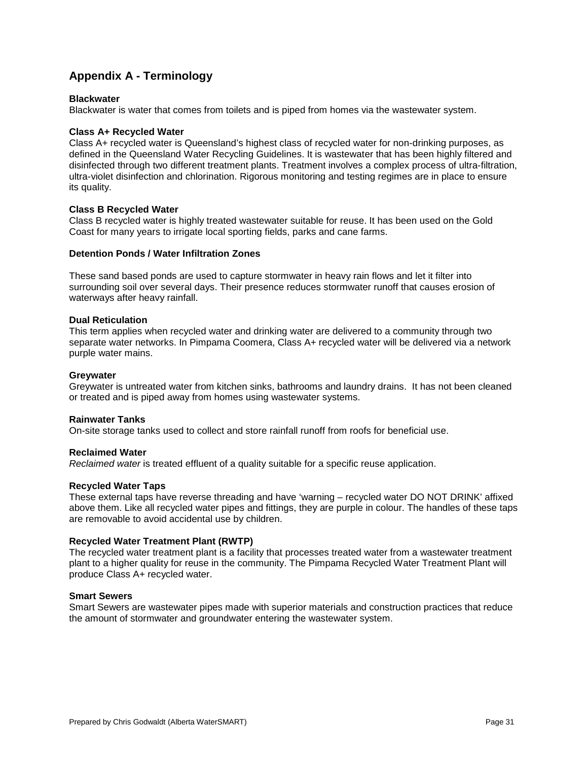## Appendix A - Terminology

**Blackwater**
Blackwater is water that comes from toilets and is piped from homes via the wastewater system.

**Class A+ Recycled Water**
Class A+ recycled water is Queensland's highest class of recycled water for non-drinking purposes, as defined in the Queensland Water Recycling Guidelines. It is wastewater that has been highly filtered and disinfected through two different treatment plants. Treatment involves a complex process of ultra-filtration, ultra-violet disinfection and chlorination. Rigorous monitoring and testing regimes are in place to ensure its quality.

**Class B Recycled Water**
Class B recycled water is highly treated wastewater suitable for reuse. It has been used on the Gold Coast for many years to irrigate local sporting fields, parks and cane farms.

**Detention Ponds / Water Infiltration Zones**

These sand based ponds are used to capture stormwater in heavy rain flows and let it filter into surrounding soil over several days. Their presence reduces stormwater runoff that causes erosion of waterways after heavy rainfall.

**Dual Reticulation**
This term applies when recycled water and drinking water are delivered to a community through two separate water networks. In Pimpama Coomera, Class A+ recycled water will be delivered via a network purple water mains.

**Greywater**
Greywater is untreated water from kitchen sinks, bathrooms and laundry drains. It has not been cleaned or treated and is piped away from homes using wastewater systems.

**Rainwater Tanks**
On-site storage tanks used to collect and store rainfall runoff from roofs for beneficial use.

**Reclaimed Water**
*Reclaimed water* is treated effluent of a quality suitable for a specific reuse application.

**Recycled Water Taps**
These external taps have reverse threading and have 'warning – recycled water DO NOT DRINK' affixed above them. Like all recycled water pipes and fittings, they are purple in colour. The handles of these taps are removable to avoid accidental use by children.

**Recycled Water Treatment Plant (RWTP)**
The recycled water treatment plant is a facility that processes treated water from a wastewater treatment plant to a higher quality for reuse in the community. The Pimpama Recycled Water Treatment Plant will produce Class A+ recycled water.

**Smart Sewers**
Smart Sewers are wastewater pipes made with superior materials and construction practices that reduce the amount of stormwater and groundwater entering the wastewater system.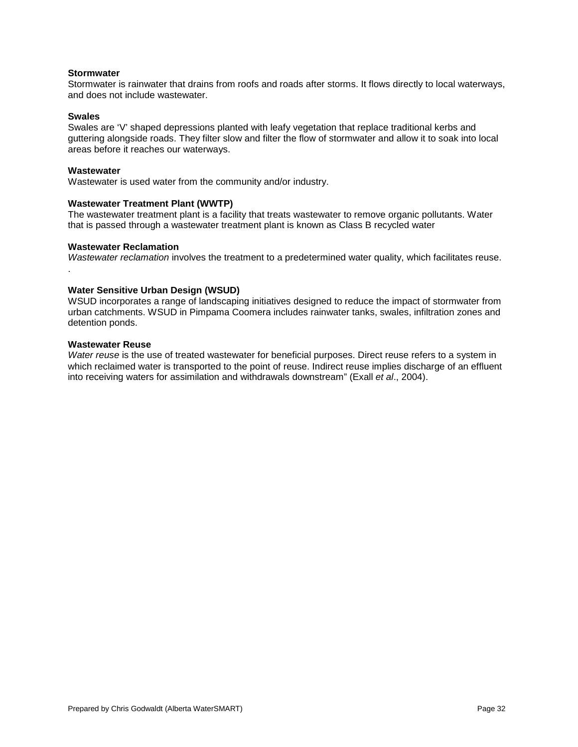**Stormwater**
Stormwater is rainwater that drains from roofs and roads after storms. It flows directly to local waterways, and does not include wastewater.

**Swales**
Swales are 'V' shaped depressions planted with leafy vegetation that replace traditional kerbs and guttering alongside roads. They filter slow and filter the flow of stormwater and allow it to soak into local areas before it reaches our waterways.

**Wastewater**
Wastewater is used water from the community and/or industry.

**Wastewater Treatment Plant (WWTP)**
The wastewater treatment plant is a facility that treats wastewater to remove organic pollutants. Water that is passed through a wastewater treatment plant is known as Class B recycled water

**Wastewater Reclamation**
*Wastewater reclamation* involves the treatment to a predetermined water quality, which facilitates reuse.
.

**Water Sensitive Urban Design (WSUD)**
WSUD incorporates a range of landscaping initiatives designed to reduce the impact of stormwater from urban catchments. WSUD in Pimpama Coomera includes rainwater tanks, swales, infiltration zones and detention ponds.

**Wastewater Reuse**
*Water reuse* is the use of treated wastewater for beneficial purposes. Direct reuse refers to a system in which reclaimed water is transported to the point of reuse. Indirect reuse implies discharge of an effluent into receiving waters for assimilation and withdrawals downstream" (Exall *et al*., 2004).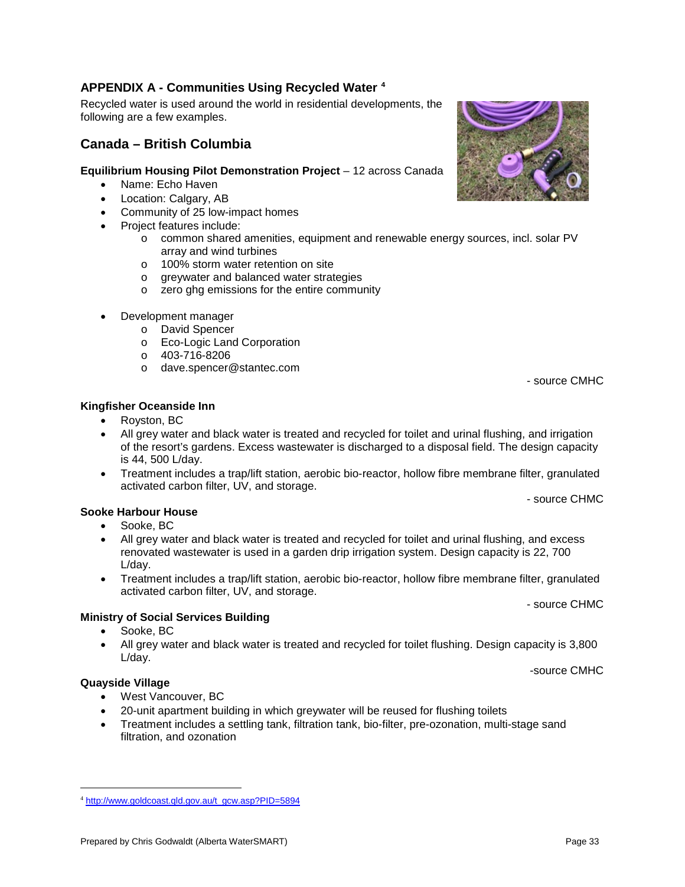## APPENDIX A - Communities Using Recycled Water [4]

Recycled water is used around the world in residential developments, the following are a few examples.

## Canada – British Columbia

**Equilibrium Housing Pilot Demonstration Project** – 12 across Canada

- Name: Echo Haven
- Location: Calgary, AB
- Community of 25 low-impact homes
- Project features include:
    - common shared amenities, equipment and renewable energy sources, incl. solar PV array and wind turbines
    - 100% storm water retention on site
    - greywater and balanced water strategies
    - zero ghg emissions for the entire community

- Development manager
    - David Spencer
    - Eco-Logic Land Corporation
    - 403-716-8206
    - dave.spencer@stantec.com

- source CMHC

**Kingfisher Oceanside Inn**

- Royston, BC
- All grey water and black water is treated and recycled for toilet and urinal flushing, and irrigation of the resort's gardens. Excess wastewater is discharged to a disposal field. The design capacity is 44, 500 L/day.
- Treatment includes a trap/lift station, aerobic bio-reactor, hollow fibre membrane filter, granulated activated carbon filter, UV, and storage.

- source CHMC

**Sooke Harbour House**

- Sooke, BC
- All grey water and black water is treated and recycled for toilet and urinal flushing, and excess renovated wastewater is used in a garden drip irrigation system. Design capacity is 22, 700 L/day.
- Treatment includes a trap/lift station, aerobic bio-reactor, hollow fibre membrane filter, granulated activated carbon filter, UV, and storage.

- source CHMC

**Ministry of Social Services Building**

- Sooke, BC
- All grey water and black water is treated and recycled for toilet flushing. Design capacity is 3,800 L/day.

-source CMHC

**Quayside Village**

- West Vancouver, BC
- 20-unit apartment building in which greywater will be reused for flushing toilets
- Treatment includes a settling tank, filtration tank, bio-filter, pre-ozonation, multi-stage sand filtration, and ozonation

---

[4] http://www.goldcoast.qld.gov.au/t_gcw.asp?PID=5894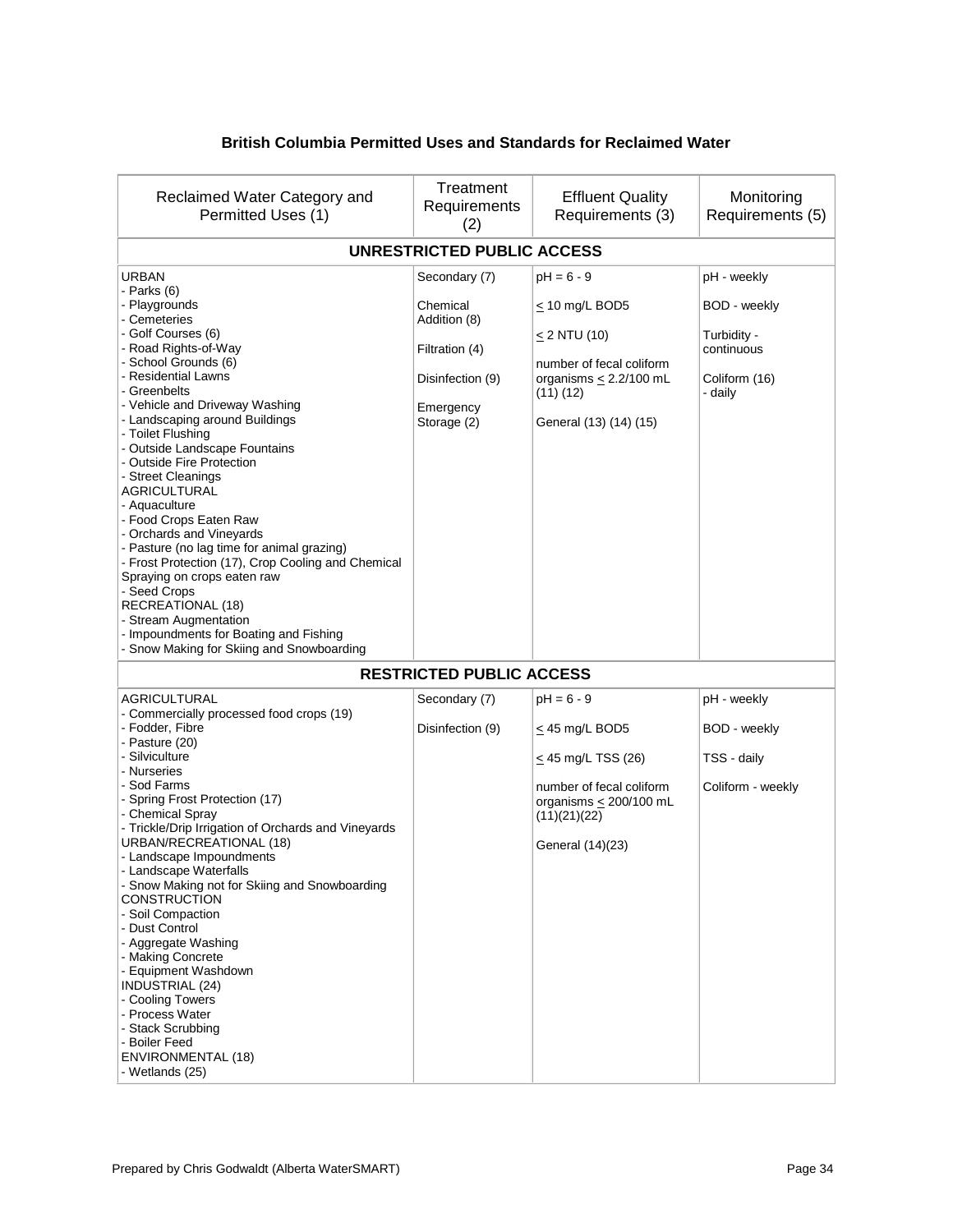**British Columbia Permitted Uses and Standards for Reclaimed Water**

| Reclaimed Water Category and Permitted Uses (1) | Treatment Requirements (2) | Effluent Quality Requirements (3) | Monitoring Requirements (5) |
|---|---|---|---|
| **UNRESTRICTED PUBLIC ACCESS** | | | |
| URBAN<br>- Parks (6)<br>- Playgrounds<br>- Cemeteries<br>- Golf Courses (6)<br>- Road Rights-of-Way<br>- School Grounds (6)<br>- Residential Lawns<br>- Greenbelts<br>- Vehicle and Driveway Washing<br>- Landscaping around Buildings<br>- Toilet Flushing<br>- Outside Landscape Fountains<br>- Outside Fire Protection<br>- Street Cleanings<br>AGRICULTURAL<br>- Aquaculture<br>- Food Crops Eaten Raw<br>- Orchards and Vineyards<br>- Pasture (no lag time for animal grazing)<br>- Frost Protection (17), Crop Cooling and Chemical Spraying on crops eaten raw<br>- Seed Crops<br>RECREATIONAL (18)<br>- Stream Augmentation<br>- Impoundments for Boating and Fishing<br>- Snow Making for Skiing and Snowboarding | Secondary (7)<br><br>Chemical Addition (8)<br><br>Filtration (4)<br><br>Disinfection (9)<br><br>Emergency Storage (2) | pH = 6 - 9<br><br>≤ 10 mg/L BOD5<br><br>≤ 2 NTU (10)<br><br>number of fecal coliform organisms ≤ 2.2/100 mL (11) (12)<br><br>General (13) (14) (15) | pH - weekly<br><br>BOD - weekly<br><br>Turbidity - continuous<br><br>Coliform (16) - daily |
| **RESTRICTED PUBLIC ACCESS** | | | |
| AGRICULTURAL<br>- Commercially processed food crops (19)<br>- Fodder, Fibre<br>- Pasture (20)<br>- Silviculture<br>- Nurseries<br>- Sod Farms<br>- Spring Frost Protection (17)<br>- Chemical Spray<br>- Trickle/Drip Irrigation of Orchards and Vineyards<br>URBAN/RECREATIONAL (18)<br>- Landscape Impoundments<br>- Landscape Waterfalls<br>- Snow Making not for Skiing and Snowboarding<br>CONSTRUCTION<br>- Soil Compaction<br>- Dust Control<br>- Aggregate Washing<br>- Making Concrete<br>- Equipment Washdown<br>INDUSTRIAL (24)<br>- Cooling Towers<br>- Process Water<br>- Stack Scrubbing<br>- Boiler Feed<br>ENVIRONMENTAL (18)<br>- Wetlands (25) | Secondary (7)<br><br>Disinfection (9) | pH = 6 - 9<br><br>≤ 45 mg/L BOD5<br><br>≤ 45 mg/L TSS (26)<br><br>number of fecal coliform organisms ≤ 200/100 mL (11)(21)(22)<br><br>General (14)(23) | pH - weekly<br><br>BOD - weekly<br><br>TSS - daily<br><br>Coliform - weekly |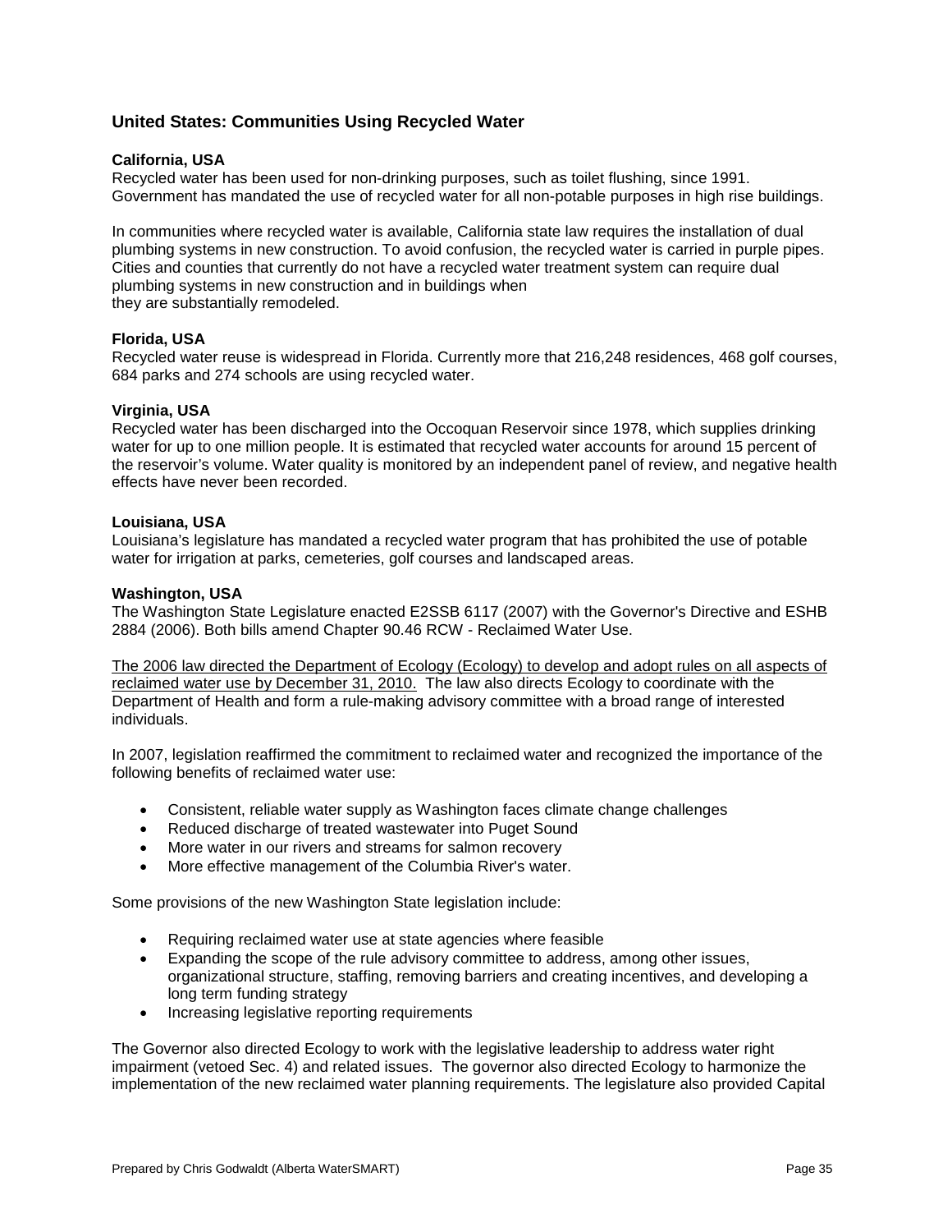## United States: Communities Using Recycled Water

**California, USA**
Recycled water has been used for non-drinking purposes, such as toilet flushing, since 1991. Government has mandated the use of recycled water for all non-potable purposes in high rise buildings.

In communities where recycled water is available, California state law requires the installation of dual plumbing systems in new construction. To avoid confusion, the recycled water is carried in purple pipes. Cities and counties that currently do not have a recycled water treatment system can require dual plumbing systems in new construction and in buildings when they are substantially remodeled.

**Florida, USA**
Recycled water reuse is widespread in Florida. Currently more that 216,248 residences, 468 golf courses, 684 parks and 274 schools are using recycled water.

**Virginia, USA**
Recycled water has been discharged into the Occoquan Reservoir since 1978, which supplies drinking water for up to one million people. It is estimated that recycled water accounts for around 15 percent of the reservoir's volume. Water quality is monitored by an independent panel of review, and negative health effects have never been recorded.

**Louisiana, USA**
Louisiana's legislature has mandated a recycled water program that has prohibited the use of potable water for irrigation at parks, cemeteries, golf courses and landscaped areas.

**Washington, USA**
The Washington State Legislature enacted E2SSB 6117 (2007) with the Governor's Directive and ESHB 2884 (2006). Both bills amend Chapter 90.46 RCW - Reclaimed Water Use.

<u>The 2006 law directed the Department of Ecology (Ecology) to develop and adopt rules on all aspects of reclaimed water use by December 31, 2010.</u> The law also directs Ecology to coordinate with the Department of Health and form a rule-making advisory committee with a broad range of interested individuals.

In 2007, legislation reaffirmed the commitment to reclaimed water and recognized the importance of the following benefits of reclaimed water use:

- Consistent, reliable water supply as Washington faces climate change challenges
- Reduced discharge of treated wastewater into Puget Sound
- More water in our rivers and streams for salmon recovery
- More effective management of the Columbia River's water.

Some provisions of the new Washington State legislation include:

- Requiring reclaimed water use at state agencies where feasible
- Expanding the scope of the rule advisory committee to address, among other issues, organizational structure, staffing, removing barriers and creating incentives, and developing a long term funding strategy
- Increasing legislative reporting requirements

The Governor also directed Ecology to work with the legislative leadership to address water right impairment (vetoed Sec. 4) and related issues. The governor also directed Ecology to harmonize the implementation of the new reclaimed water planning requirements. The legislature also provided Capital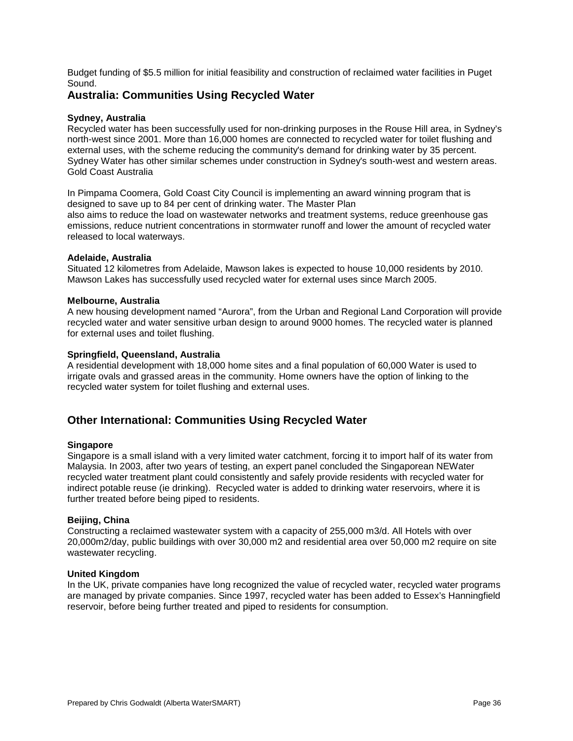Budget funding of $5.5 million for initial feasibility and construction of reclaimed water facilities in Puget Sound.

## Australia: Communities Using Recycled Water

**Sydney, Australia**

Recycled water has been successfully used for non-drinking purposes in the Rouse Hill area, in Sydney's north-west since 2001. More than 16,000 homes are connected to recycled water for toilet flushing and external uses, with the scheme reducing the community's demand for drinking water by 35 percent. Sydney Water has other similar schemes under construction in Sydney's south-west and western areas.
Gold Coast Australia

In Pimpama Coomera, Gold Coast City Council is implementing an award winning program that is designed to save up to 84 per cent of drinking water. The Master Plan
also aims to reduce the load on wastewater networks and treatment systems, reduce greenhouse gas emissions, reduce nutrient concentrations in stormwater runoff and lower the amount of recycled water released to local waterways.

**Adelaide, Australia**

Situated 12 kilometres from Adelaide, Mawson lakes is expected to house 10,000 residents by 2010. Mawson Lakes has successfully used recycled water for external uses since March 2005.

**Melbourne, Australia**

A new housing development named "Aurora", from the Urban and Regional Land Corporation will provide recycled water and water sensitive urban design to around 9000 homes. The recycled water is planned for external uses and toilet flushing.

**Springfield, Queensland, Australia**

A residential development with 18,000 home sites and a final population of 60,000 Water is used to irrigate ovals and grassed areas in the community. Home owners have the option of linking to the recycled water system for toilet flushing and external uses.

## Other International: Communities Using Recycled Water

**Singapore**

Singapore is a small island with a very limited water catchment, forcing it to import half of its water from Malaysia. In 2003, after two years of testing, an expert panel concluded the Singaporean NEWater recycled water treatment plant could consistently and safely provide residents with recycled water for indirect potable reuse (ie drinking). Recycled water is added to drinking water reservoirs, where it is further treated before being piped to residents.

**Beijing, China**

Constructing a reclaimed wastewater system with a capacity of 255,000 m3/d. All Hotels with over 20,000m2/day, public buildings with over 30,000 m2 and residential area over 50,000 m2 require on site wastewater recycling.

**United Kingdom**

In the UK, private companies have long recognized the value of recycled water, recycled water programs are managed by private companies. Since 1997, recycled water has been added to Essex's Hanningfield reservoir, before being further treated and piped to residents for consumption.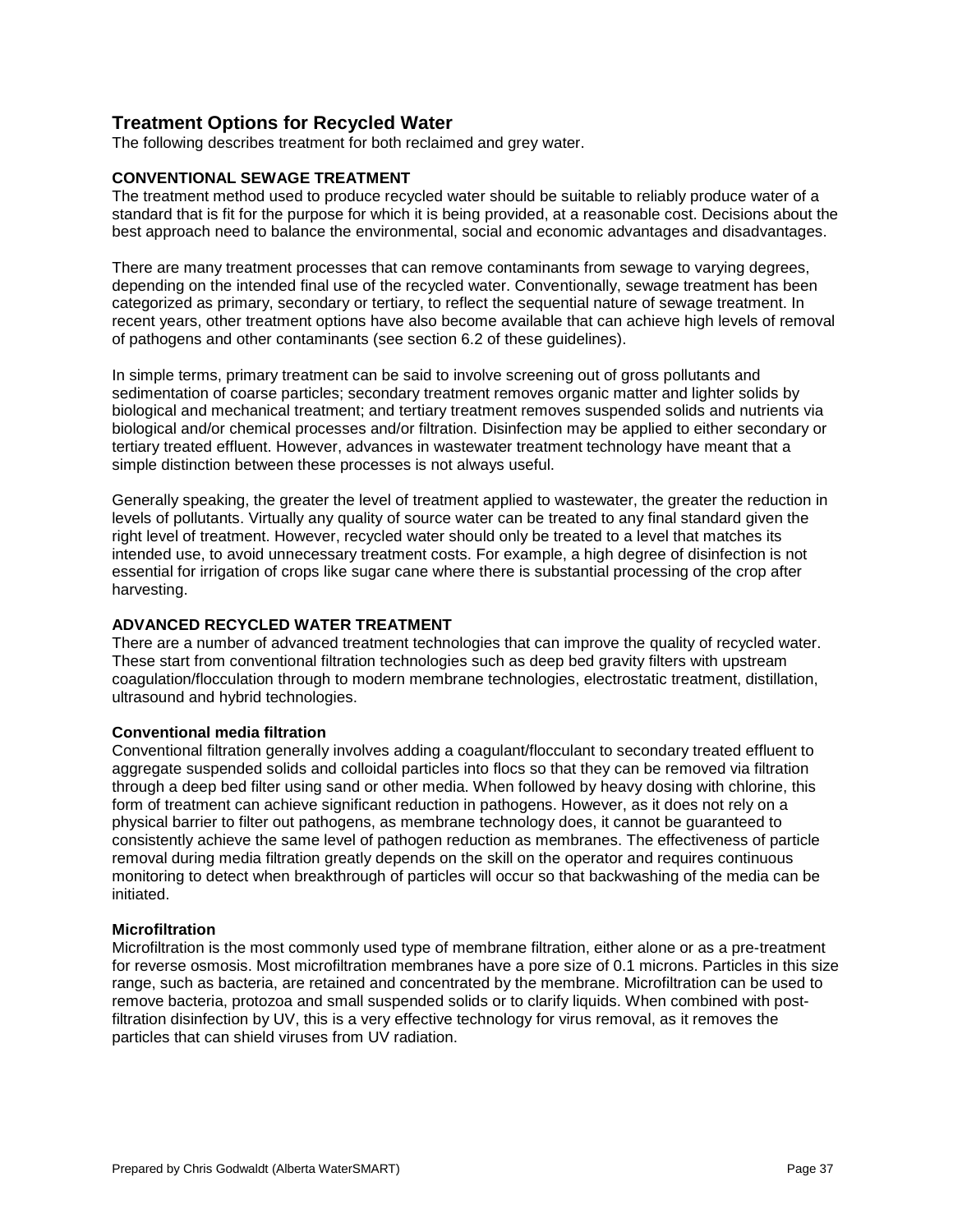## Treatment Options for Recycled Water

The following describes treatment for both reclaimed and grey water.

### CONVENTIONAL SEWAGE TREATMENT

The treatment method used to produce recycled water should be suitable to reliably produce water of a standard that is fit for the purpose for which it is being provided, at a reasonable cost. Decisions about the best approach need to balance the environmental, social and economic advantages and disadvantages.

There are many treatment processes that can remove contaminants from sewage to varying degrees, depending on the intended final use of the recycled water. Conventionally, sewage treatment has been categorized as primary, secondary or tertiary, to reflect the sequential nature of sewage treatment. In recent years, other treatment options have also become available that can achieve high levels of removal of pathogens and other contaminants (see section 6.2 of these guidelines).

In simple terms, primary treatment can be said to involve screening out of gross pollutants and sedimentation of coarse particles; secondary treatment removes organic matter and lighter solids by biological and mechanical treatment; and tertiary treatment removes suspended solids and nutrients via biological and/or chemical processes and/or filtration. Disinfection may be applied to either secondary or tertiary treated effluent. However, advances in wastewater treatment technology have meant that a simple distinction between these processes is not always useful.

Generally speaking, the greater the level of treatment applied to wastewater, the greater the reduction in levels of pollutants. Virtually any quality of source water can be treated to any final standard given the right level of treatment. However, recycled water should only be treated to a level that matches its intended use, to avoid unnecessary treatment costs. For example, a high degree of disinfection is not essential for irrigation of crops like sugar cane where there is substantial processing of the crop after harvesting.

### ADVANCED RECYCLED WATER TREATMENT

There are a number of advanced treatment technologies that can improve the quality of recycled water. These start from conventional filtration technologies such as deep bed gravity filters with upstream coagulation/flocculation through to modern membrane technologies, electrostatic treatment, distillation, ultrasound and hybrid technologies.

#### Conventional media filtration

Conventional filtration generally involves adding a coagulant/flocculant to secondary treated effluent to aggregate suspended solids and colloidal particles into flocs so that they can be removed via filtration through a deep bed filter using sand or other media. When followed by heavy dosing with chlorine, this form of treatment can achieve significant reduction in pathogens. However, as it does not rely on a physical barrier to filter out pathogens, as membrane technology does, it cannot be guaranteed to consistently achieve the same level of pathogen reduction as membranes. The effectiveness of particle removal during media filtration greatly depends on the skill on the operator and requires continuous monitoring to detect when breakthrough of particles will occur so that backwashing of the media can be initiated.

#### Microfiltration

Microfiltration is the most commonly used type of membrane filtration, either alone or as a pre-treatment for reverse osmosis. Most microfiltration membranes have a pore size of 0.1 microns. Particles in this size range, such as bacteria, are retained and concentrated by the membrane. Microfiltration can be used to remove bacteria, protozoa and small suspended solids or to clarify liquids. When combined with post-filtration disinfection by UV, this is a very effective technology for virus removal, as it removes the particles that can shield viruses from UV radiation.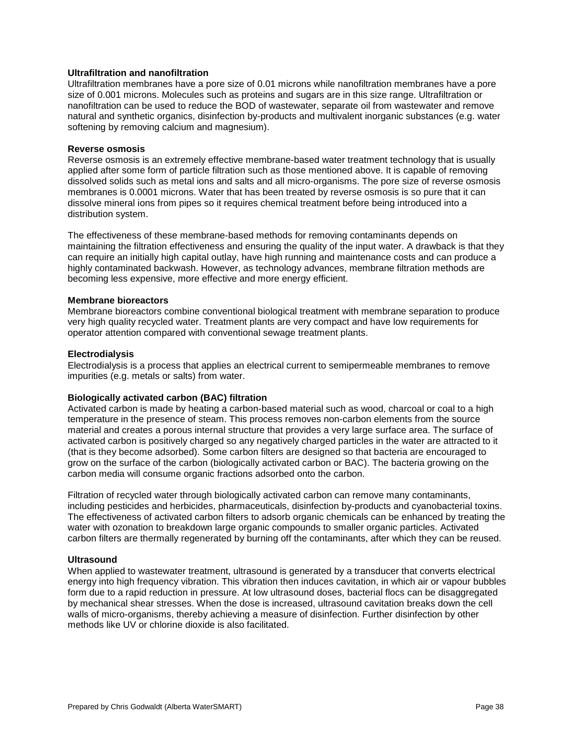**Ultrafiltration and nanofiltration**

Ultrafiltration membranes have a pore size of 0.01 microns while nanofiltration membranes have a pore size of 0.001 microns. Molecules such as proteins and sugars are in this size range. Ultrafiltration or nanofiltration can be used to reduce the BOD of wastewater, separate oil from wastewater and remove natural and synthetic organics, disinfection by-products and multivalent inorganic substances (e.g. water softening by removing calcium and magnesium).

**Reverse osmosis**

Reverse osmosis is an extremely effective membrane-based water treatment technology that is usually applied after some form of particle filtration such as those mentioned above. It is capable of removing dissolved solids such as metal ions and salts and all micro-organisms. The pore size of reverse osmosis membranes is 0.0001 microns. Water that has been treated by reverse osmosis is so pure that it can dissolve mineral ions from pipes so it requires chemical treatment before being introduced into a distribution system.

The effectiveness of these membrane-based methods for removing contaminants depends on maintaining the filtration effectiveness and ensuring the quality of the input water. A drawback is that they can require an initially high capital outlay, have high running and maintenance costs and can produce a highly contaminated backwash. However, as technology advances, membrane filtration methods are becoming less expensive, more effective and more energy efficient.

**Membrane bioreactors**

Membrane bioreactors combine conventional biological treatment with membrane separation to produce very high quality recycled water. Treatment plants are very compact and have low requirements for operator attention compared with conventional sewage treatment plants.

**Electrodialysis**

Electrodialysis is a process that applies an electrical current to semipermeable membranes to remove impurities (e.g. metals or salts) from water.

**Biologically activated carbon (BAC) filtration**

Activated carbon is made by heating a carbon-based material such as wood, charcoal or coal to a high temperature in the presence of steam. This process removes non-carbon elements from the source material and creates a porous internal structure that provides a very large surface area. The surface of activated carbon is positively charged so any negatively charged particles in the water are attracted to it (that is they become adsorbed). Some carbon filters are designed so that bacteria are encouraged to grow on the surface of the carbon (biologically activated carbon or BAC). The bacteria growing on the carbon media will consume organic fractions adsorbed onto the carbon.

Filtration of recycled water through biologically activated carbon can remove many contaminants, including pesticides and herbicides, pharmaceuticals, disinfection by-products and cyanobacterial toxins. The effectiveness of activated carbon filters to adsorb organic chemicals can be enhanced by treating the water with ozonation to breakdown large organic compounds to smaller organic particles. Activated carbon filters are thermally regenerated by burning off the contaminants, after which they can be reused.

**Ultrasound**

When applied to wastewater treatment, ultrasound is generated by a transducer that converts electrical energy into high frequency vibration. This vibration then induces cavitation, in which air or vapour bubbles form due to a rapid reduction in pressure. At low ultrasound doses, bacterial flocs can be disaggregated by mechanical shear stresses. When the dose is increased, ultrasound cavitation breaks down the cell walls of micro-organisms, thereby achieving a measure of disinfection. Further disinfection by other methods like UV or chlorine dioxide is also facilitated.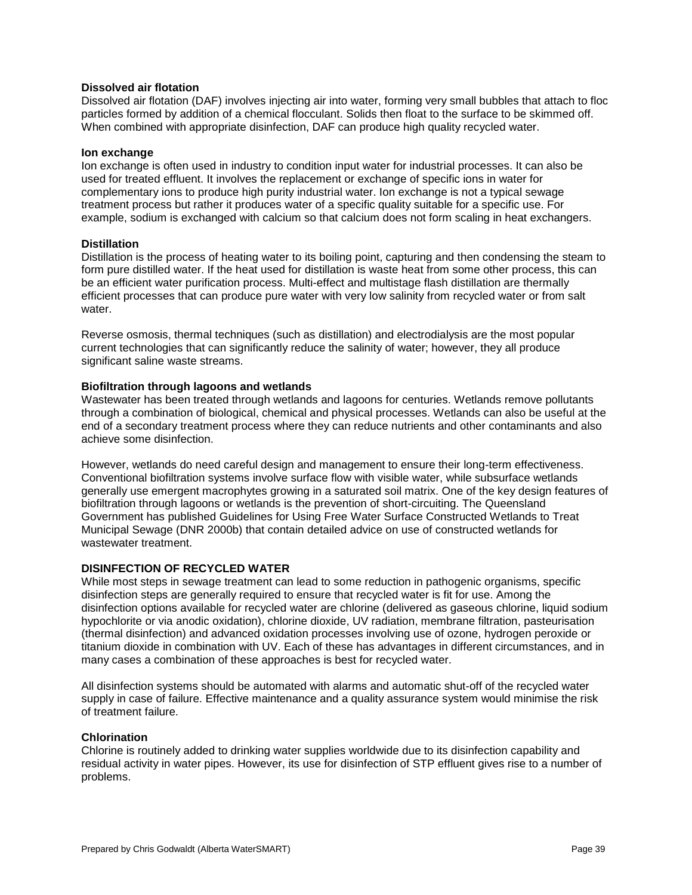**Dissolved air flotation**

Dissolved air flotation (DAF) involves injecting air into water, forming very small bubbles that attach to floc particles formed by addition of a chemical flocculant. Solids then float to the surface to be skimmed off. When combined with appropriate disinfection, DAF can produce high quality recycled water.

**Ion exchange**

Ion exchange is often used in industry to condition input water for industrial processes. It can also be used for treated effluent. It involves the replacement or exchange of specific ions in water for complementary ions to produce high purity industrial water. Ion exchange is not a typical sewage treatment process but rather it produces water of a specific quality suitable for a specific use. For example, sodium is exchanged with calcium so that calcium does not form scaling in heat exchangers.

**Distillation**

Distillation is the process of heating water to its boiling point, capturing and then condensing the steam to form pure distilled water. If the heat used for distillation is waste heat from some other process, this can be an efficient water purification process. Multi-effect and multistage flash distillation are thermally efficient processes that can produce pure water with very low salinity from recycled water or from salt water.

Reverse osmosis, thermal techniques (such as distillation) and electrodialysis are the most popular current technologies that can significantly reduce the salinity of water; however, they all produce significant saline waste streams.

**Biofiltration through lagoons and wetlands**

Wastewater has been treated through wetlands and lagoons for centuries. Wetlands remove pollutants through a combination of biological, chemical and physical processes. Wetlands can also be useful at the end of a secondary treatment process where they can reduce nutrients and other contaminants and also achieve some disinfection.

However, wetlands do need careful design and management to ensure their long-term effectiveness. Conventional biofiltration systems involve surface flow with visible water, while subsurface wetlands generally use emergent macrophytes growing in a saturated soil matrix. One of the key design features of biofiltration through lagoons or wetlands is the prevention of short-circuiting. The Queensland Government has published Guidelines for Using Free Water Surface Constructed Wetlands to Treat Municipal Sewage (DNR 2000b) that contain detailed advice on use of constructed wetlands for wastewater treatment.

**DISINFECTION OF RECYCLED WATER**

While most steps in sewage treatment can lead to some reduction in pathogenic organisms, specific disinfection steps are generally required to ensure that recycled water is fit for use. Among the disinfection options available for recycled water are chlorine (delivered as gaseous chlorine, liquid sodium hypochlorite or via anodic oxidation), chlorine dioxide, UV radiation, membrane filtration, pasteurisation (thermal disinfection) and advanced oxidation processes involving use of ozone, hydrogen peroxide or titanium dioxide in combination with UV. Each of these has advantages in different circumstances, and in many cases a combination of these approaches is best for recycled water.

All disinfection systems should be automated with alarms and automatic shut-off of the recycled water supply in case of failure. Effective maintenance and a quality assurance system would minimise the risk of treatment failure.

**Chlorination**

Chlorine is routinely added to drinking water supplies worldwide due to its disinfection capability and residual activity in water pipes. However, its use for disinfection of STP effluent gives rise to a number of problems.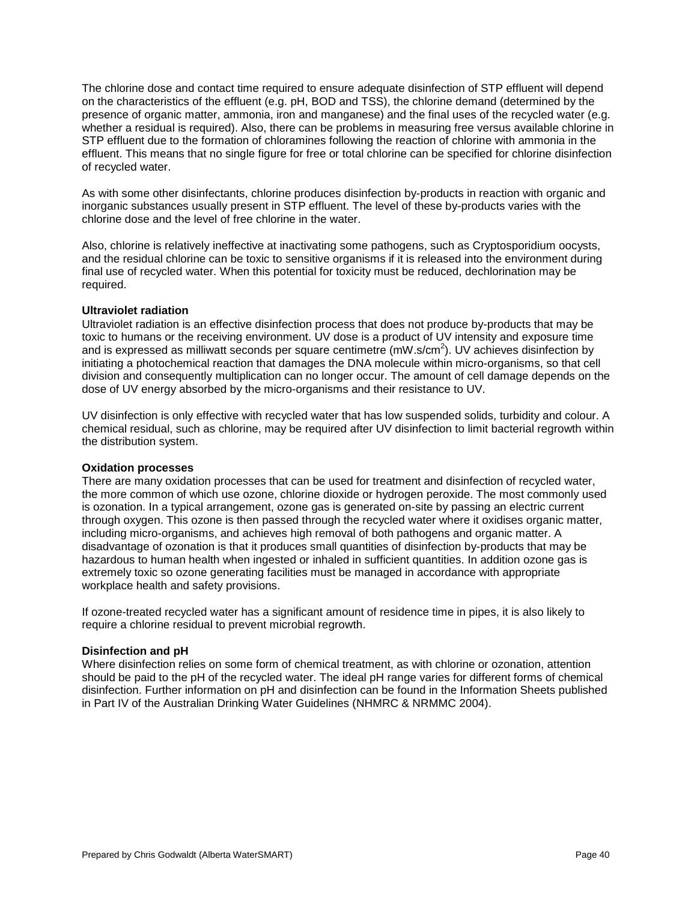The chlorine dose and contact time required to ensure adequate disinfection of STP effluent will depend on the characteristics of the effluent (e.g. pH, BOD and TSS), the chlorine demand (determined by the presence of organic matter, ammonia, iron and manganese) and the final uses of the recycled water (e.g. whether a residual is required). Also, there can be problems in measuring free versus available chlorine in STP effluent due to the formation of chloramines following the reaction of chlorine with ammonia in the effluent. This means that no single figure for free or total chlorine can be specified for chlorine disinfection of recycled water.

As with some other disinfectants, chlorine produces disinfection by-products in reaction with organic and inorganic substances usually present in STP effluent. The level of these by-products varies with the chlorine dose and the level of free chlorine in the water.

Also, chlorine is relatively ineffective at inactivating some pathogens, such as Cryptosporidium oocysts, and the residual chlorine can be toxic to sensitive organisms if it is released into the environment during final use of recycled water. When this potential for toxicity must be reduced, dechlorination may be required.

**Ultraviolet radiation**

Ultraviolet radiation is an effective disinfection process that does not produce by-products that may be toxic to humans or the receiving environment. UV dose is a product of UV intensity and exposure time and is expressed as milliwatt seconds per square centimetre ($mW.s/cm^2$). UV achieves disinfection by initiating a photochemical reaction that damages the DNA molecule within micro-organisms, so that cell division and consequently multiplication can no longer occur. The amount of cell damage depends on the dose of UV energy absorbed by the micro-organisms and their resistance to UV.

UV disinfection is only effective with recycled water that has low suspended solids, turbidity and colour. A chemical residual, such as chlorine, may be required after UV disinfection to limit bacterial regrowth within the distribution system.

**Oxidation processes**

There are many oxidation processes that can be used for treatment and disinfection of recycled water, the more common of which use ozone, chlorine dioxide or hydrogen peroxide. The most commonly used is ozonation. In a typical arrangement, ozone gas is generated on-site by passing an electric current through oxygen. This ozone is then passed through the recycled water where it oxidises organic matter, including micro-organisms, and achieves high removal of both pathogens and organic matter. A disadvantage of ozonation is that it produces small quantities of disinfection by-products that may be hazardous to human health when ingested or inhaled in sufficient quantities. In addition ozone gas is extremely toxic so ozone generating facilities must be managed in accordance with appropriate workplace health and safety provisions.

If ozone-treated recycled water has a significant amount of residence time in pipes, it is also likely to require a chlorine residual to prevent microbial regrowth.

**Disinfection and pH**

Where disinfection relies on some form of chemical treatment, as with chlorine or ozonation, attention should be paid to the pH of the recycled water. The ideal pH range varies for different forms of chemical disinfection. Further information on pH and disinfection can be found in the Information Sheets published in Part IV of the Australian Drinking Water Guidelines (NHMRC & NRMMC 2004).